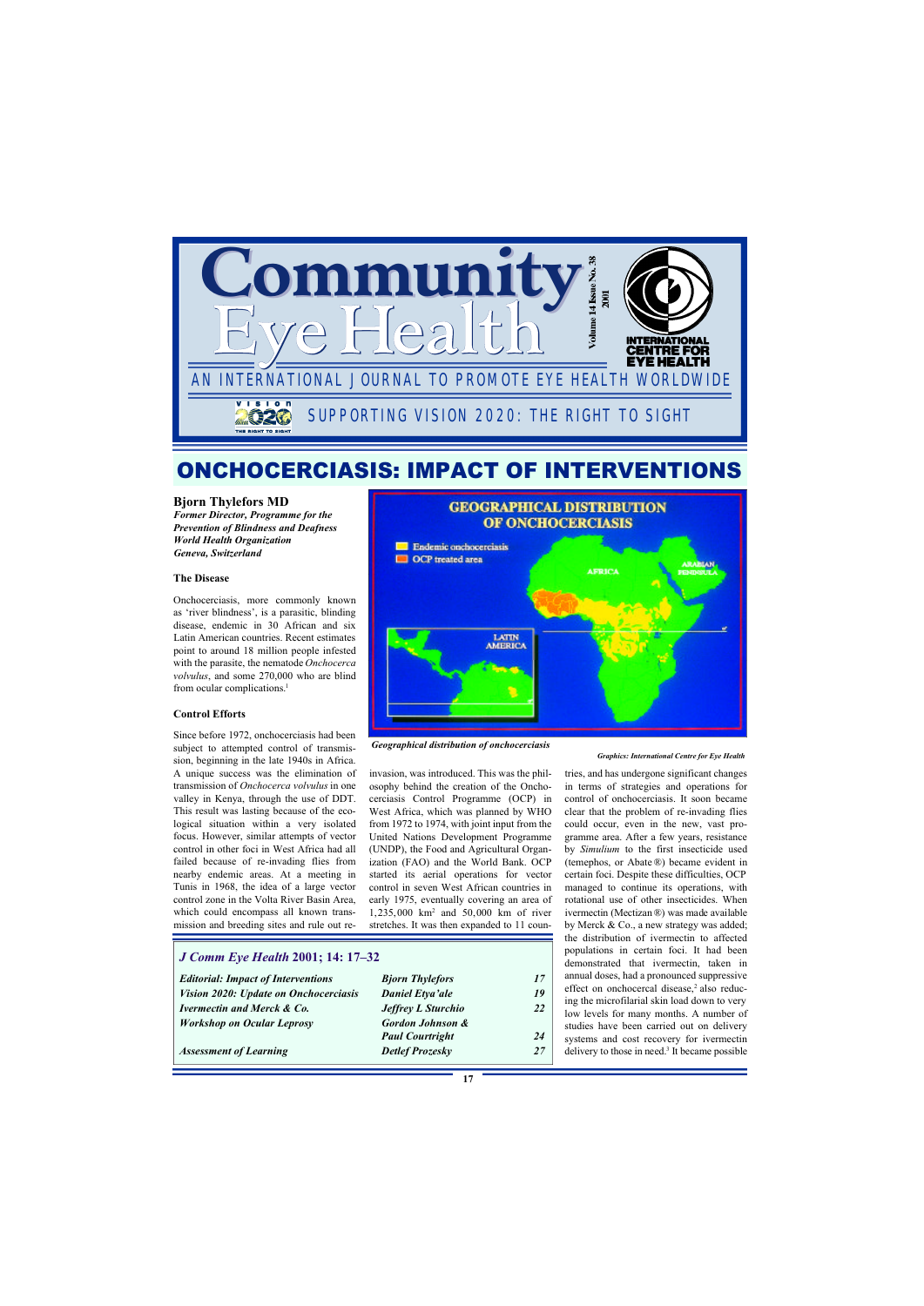# Community Eye Health

AN INTERNATIONAL JOURNAL TO PROMOTE EYE HEALTH WORLDWIDE

SUPPORTING VISION 2020: THE RIGHT TO SIGHT

Volume 14 Issue No. 38 2001

INTERNATIONAL CENTRE FOR EYE HEALTH

# ONCHOCERCIASIS: IMPACT OF INTERVENTIONS

**Bjorn Thylefors MD**
***Former Director, Programme for the Prevention of Blindness and Deafness***
***World Health Organization***
***Geneva, Switzerland***

### The Disease

Onchocerciasis, more commonly known as 'river blindness', is a parasitic, blinding disease, endemic in 30 African and six Latin American countries. Recent estimates point to around 18 million people infested with the parasite, the nematode *Onchocerca volvulus*, and some 270,000 who are blind from ocular complications.[1]

### Control Efforts

Since before 1972, onchocerciasis had been subject to attempted control of transmission, beginning in the late 1940s in Africa. A unique success was the elimination of transmission of *Onchocerca volvulus* in one valley in Kenya, through the use of DDT. This result was lasting because of the ecological situation within a very isolated focus. However, similar attempts of vector control in other foci in West Africa had all failed because of re-invading flies from nearby endemic areas. At a meeting in Tunis in 1968, the idea of a large vector control zone in the Volta River Basin Area, which could encompass all known transmission and breeding sites and rule out re-invasion, was introduced. This was the philosophy behind the creation of the Onchocerciasis Control Programme (OCP) in West Africa, which was planned by WHO from 1972 to 1974, with joint input from the United Nations Development Programme (UNDP), the Food and Agricultural Organization (FAO) and the World Bank. OCP started its aerial operations for vector control in seven West African countries in early 1975, eventually covering an area of 1,235,000 km$^2$ and 50,000 km of river stretches. It was then expanded to 11 countries, and has undergone significant changes in terms of strategies and operations for control of onchocerciasis. It soon became clear that the problem of re-invading flies could occur, even in the new, vast programme area. After a few years, resistance by *Simulium* to the first insecticide used (temephos, or Abate®) became evident in certain foci. Despite these difficulties, OCP managed to continue its operations, with rotational use of other insecticides. When ivermectin (Mectizan®) was made available by Merck & Co., a new strategy was added; the distribution of ivermectin to affected populations in certain foci. It had been demonstrated that ivermectin, taken in annual doses, had a pronounced suppressive effect on onchocercal disease,[2] also reducing the microfilarial skin load down to very low levels for many months. A number of studies have been carried out on delivery systems and cost recovery for ivermectin delivery to those in need.[3] It became possible

GEOGRAPHICAL DISTRIBUTION OF ONCHOCERCIASIS

*Geographical distribution of onchocerciasis*

*Graphics: International Centre for Eye Health*

***J Comm Eye Health* 2001; 14: 17–32**

| | | |
|---|---|---|
| *Editorial: Impact of Interventions* | *Bjorn Thylefors* | *17* |
| *Vision 2020: Update on Onchocerciasis* | *Daniel Etya'ale* | *19* |
| *Ivermectin and Merck & Co.* | *Jeffrey L Sturchio* | *22* |
| *Workshop on Ocular Leprosy* | *Gordon Johnson & Paul Courtright* | *24* |
| *Assessment of Learning* | *Detlef Prozesky* | *27* |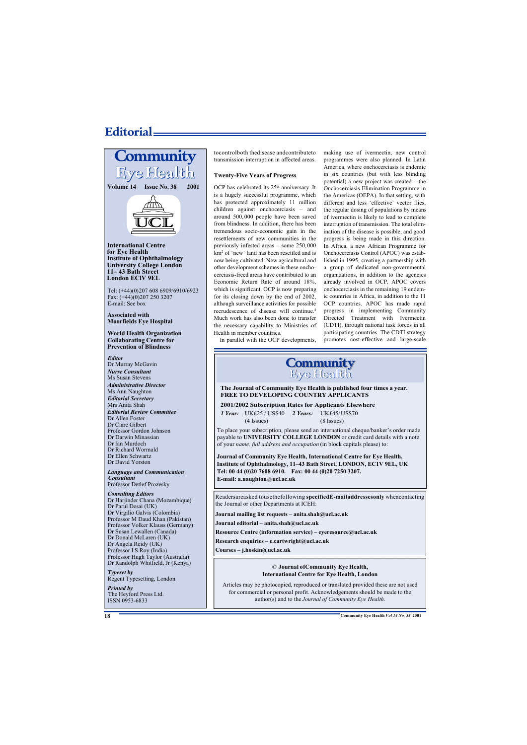# Editorial

## Community Eye Health

**Volume 14 Issue No. 38 2001**

**International Centre for Eye Health**
**Institute of Ophthalmology**
**University College London**
**11– 43 Bath Street**
**London ECIV 9EL**

Tel: (+44)(0)207 608 6909/6910/6923
Fax: (+44)(0)207 250 3207
E-mail: See box

**Associated with Moorfields Eye Hospital**

**World Health Organization Collaborating Centre for Prevention of Blindness**

***Editor***
Dr Murray McGavin

***Nurse Consultant***
Ms Susan Stevens

***Administrative Director***
Ms Ann Naughton

***Editorial Secretary***
Mrs Anita Shah

***Editorial Review Committee***
Dr Allen Foster
Dr Clare Gilbert
Professor Gordon Johnson
Dr Darwin Minassian
Dr Ian Murdoch
Dr Richard Wormald
Dr Ellen Schwartz
Dr David Yorston

***Language and Communication Consultant***
Professor Detlef Prozesky

***Consulting Editors***
Dr Harjinder Chana (Mozambique)
Dr Parul Desai (UK)
Dr Virgilio Galvis (Colombia)
Professor M Daud Khan (Pakistan)
Professor Volker Klauss (Germany)
Dr Susan Lewallen (Canada)
Dr Donald McLaren (UK)
Dr Angela Reidy (UK)
Professor I S Roy (India)
Professor Hugh Taylor (Australia)
Dr Randolph Whitfield, Jr (Kenya)

***Typeset by***
Regent Typesetting, London

***Printed by***
The Heyford Press Ltd.
ISSN 0953-6833

to control both the disease and contribute to transmission interruption in affected areas.

### Twenty-Five Years of Progress

OCP has celebrated its 25th anniversary. It is a hugely successful programme, which has protected approximately 11 million children against onchocerciasis – and around 500,000 people have been saved from blindness. In addition, there has been tremendous socio-economic gain in the resettlements of new communities in the previously infested areas – some 250,000 km² of 'new' land has been resettled and is now being cultivated. New agricultural and other development schemes in these onchocerciasis-freed areas have contributed to an Economic Return Rate of around 18%, which is significant. OCP is now preparing for its closing down by the end of 2002, although surveillance activities for possible recrudescence of disease will continue.[4] Much work has also been done to transfer the necessary capability to Ministries of Health in member countries.

In parallel with the OCP developments, making use of ivermectin, new control programmes were also planned. In Latin America, where onchocerciasis is endemic in six countries (but with less blinding potential) a new project was created – the Onchocerciasis Elimination Programme in the Americas (OEPA). In that setting, with different and less 'effective' vector flies, the regular dosing of populations by means of ivermectin is likely to lead to complete interruption of transmission. The total elimination of the disease is possible, and good progress is being made in this direction. In Africa, a new African Programme for Onchocerciasis Control (APOC) was established in 1995, creating a partnership with a group of dedicated non-governmental organizations, in addition to the agencies already involved in OCP. APOC covers onchocerciasis in the remaining 19 endemic countries in Africa, in addition to the 11 OCP countries. APOC has made rapid progress in implementing Community Directed Treatment with Ivermectin (CDTI), through national task forces in all participating countries. The CDTI strategy promotes cost-effective and large-scale

---

**Community Eye Health**

**The Journal of Community Eye Health is published four times a year. FREE TO DEVELOPING COUNTRY APPLICANTS**

**2001/2002 Subscription Rates for Applicants Elsewhere**

***1 Year:*** UK£25 / US$40 (4 Issues) ***2 Years:*** UK£45/US$70 (8 Issues)

To place your subscription, please send an international cheque/banker's order made payable to **UNIVERSITY COLLEGE LONDON** or credit card details with a note of your *name, full address and occupation* (in block capitals please) to:

**Journal of Community Eye Health, International Centre for Eye Health, Institute of Ophthalmology, 11–43 Bath Street, LONDON, EC1V 9EL, UK**
**Tel: 00 44 (0)20 7608 6910. Fax: 00 44 (0)20 7250 3207.**
**E-mail: a.naughton@ucl.ac.uk**

---

Readers are asked to use the following **specified E-mail addresses only** when contacting the Journal or other Departments at ICEH:

**Journal mailing list requests – anita.shah@ucl.ac.uk**

**Journal editorial – anita.shah@ucl.ac.uk**

**Resource Centre (information service) – eyeresource@ucl.ac.uk**

**Research enquiries – e.cartwright@ucl.ac.uk**

**Courses – j.hoskin@ucl.ac.uk**

---

© **Journal of Community Eye Health, International Centre for Eye Health, London**

Articles may be photocopied, reproduced or translated provided these are not used for commercial or personal profit. Acknowledgements should be made to the author(s) and to the *Journal of Community Eye Health.*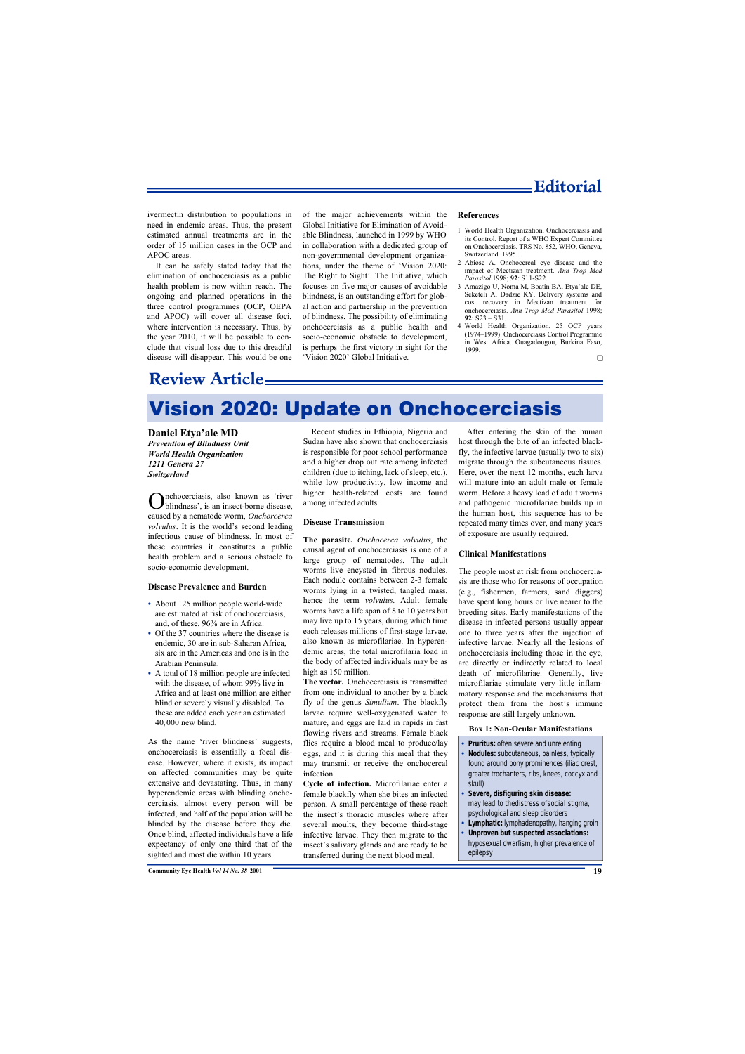# Editorial

ivermectin distribution to populations in need in endemic areas. Thus, the present estimated annual treatments are in the order of 15 million cases in the OCP and APOC areas.

It can be safely stated today that the elimination of onchocerciasis as a public health problem is now within reach. The ongoing and planned operations in the three control programmes (OCP, OEPA and APOC) will cover all disease foci, where intervention is necessary. Thus, by the year 2010, it will be possible to conclude that visual loss due to this dreadful disease will disappear. This would be one of the major achievements within the Global Initiative for Elimination of Avoidable Blindness, launched in 1999 by WHO in collaboration with a dedicated group of non-governmental development organizations, under the theme of 'Vision 2020: The Right to Sight'. The Initiative, which focuses on five major causes of avoidable blindness, is an outstanding effort for global action and partnership in the prevention of blindness. The possibility of eliminating onchocerciasis as a public health and socio-economic obstacle to development, is perhaps the first victory in sight for the 'Vision 2020' Global Initiative.

### References

1. World Health Organization. Onchocerciasis and its Control. Report of a WHO Expert Committee on Onchocerciasis. TRS No. 852, WHO, Geneva, Switzerland. 1995.
2. Abiose A. Onchocercal eye disease and the impact of Mectizan treatment. *Ann Trop Med Parasitol* 1998; **92**: S11-S22.
3. Amazigo U, Noma M, Boatin BA, Etya'ale DE, Seketeli A, Dadzie KY. Delivery systems and cost recovery in Mectizan treatment for onchocerciasis. *Ann Trop Med Parasitol* 1998; **92**: S23 – S31.
4. World Health Organization. 25 OCP years (1974–1999). Onchocerciasis Control Programme in West Africa. Ouagadougou, Burkina Faso, 1999.

# Review Article

# Vision 2020: Update on Onchocerciasis

**Daniel Etya'ale MD**
*Prevention of Blindness Unit*
*World Health Organization*
*1211 Geneva 27*
*Switzerland*

Onchocerciasis, also known as 'river blindness', is an insect-borne disease, caused by a nematode worm, *Onchorcerca volvulus*. It is the world's second leading infectious cause of blindness. In most of these countries it constitutes a public health problem and a serious obstacle to socio-economic development.

### Disease Prevalence and Burden

- About 125 million people world-wide are estimated at risk of onchocerciasis, and, of these, 96% are in Africa.
- Of the 37 countries where the disease is endemic, 30 are in sub-Saharan Africa, six are in the Americas and one is in the Arabian Peninsula.
- A total of 18 million people are infected with the disease, of whom 99% live in Africa and at least one million are either blind or severely visually disabled. To these are added each year an estimated 40,000 new blind.

As the name 'river blindness' suggests, onchocerciasis is essentially a focal disease. However, where it exists, its impact on affected communities may be quite extensive and devastating. Thus, in many hyperendemic areas with blinding onchocerciasis, almost every person will be infected, and half of the population will be blinded by the disease before they die. Once blind, affected individuals have a life expectancy of only one third that of the sighted and most die within 10 years.

Recent studies in Ethiopia, Nigeria and Sudan have also shown that onchocerciasis is responsible for poor school performance and a higher drop out rate among infected children (due to itching, lack of sleep, etc.), while low productivity, low income and higher health-related costs are found among infected adults.

### Disease Transmission

**The parasite.** *Onchocerca volvulus*, the causal agent of onchocerciasis is one of a large group of nematodes. The adult worms live encysted in fibrous nodules. Each nodule contains between 2-3 female worms lying in a twisted, tangled mass, hence the term *volvulus*. Adult female worms have a life span of 8 to 10 years but may live up to 15 years, during which time each releases millions of first-stage larvae, also known as microfilariae. In hyperendemic areas, the total microfilaria load in the body of affected individuals may be as high as 150 million.

**The vector.** Onchocerciasis is transmitted from one individual to another by a black fly of the genus *Simulium*. The blackfly larvae require well-oxygenated water to mature, and eggs are laid in rapids in fast flowing rivers and streams. Female black flies require a blood meal to produce/lay eggs, and it is during this meal that they may transmit or receive the onchocercal infection.

**Cycle of infection.** Microfilariae enter a female blackfly when she bites an infected person. A small percentage of these reach the insect's thoracic muscles where after several moults, they become third-stage infective larvae. They then migrate to the insect's salivary glands and are ready to be transferred during the next blood meal.

After entering the skin of the human host through the bite of an infected blackfly, the infective larvae (usually two to six) migrate through the subcutaneous tissues. Here, over the next 12 months, each larva will mature into an adult male or female worm. Before a heavy load of adult worms and pathogenic microfilariae builds up in the human host, this sequence has to be repeated many times over, and many years of exposure are usually required.

### Clinical Manifestations

The people most at risk from onchocerciasis are those who for reasons of occupation (e.g., fishermen, farmers, sand diggers) have spent long hours or live nearer to the breeding sites. Early manifestations of the disease in infected persons usually appear one to three years after the injection of infective larvae. Nearly all the lesions of onchocerciasis including those in the eye, are directly or indirectly related to local death of microfilariae. Generally, live microfilariae stimulate very little inflammatory response and the mechanisms that protect them from the host's immune response are still largely unknown.

**Box 1: Non-Ocular Manifestations**

- **Pruritus:** often severe and unrelenting
- **Nodules:** subcutaneous, painless, typically found around bony prominences (iliac crest, greater trochanters, ribs, knees, coccyx and skull)
- **Severe, disfiguring skin disease:** may lead to thedistress ofsocial stigma, psychological and sleep disorders
- **Lymphatic:** lymphadenopathy, hanging groin
- **Unproven but suspected associations:** hyposexual dwarfism, higher prevalence of epilepsy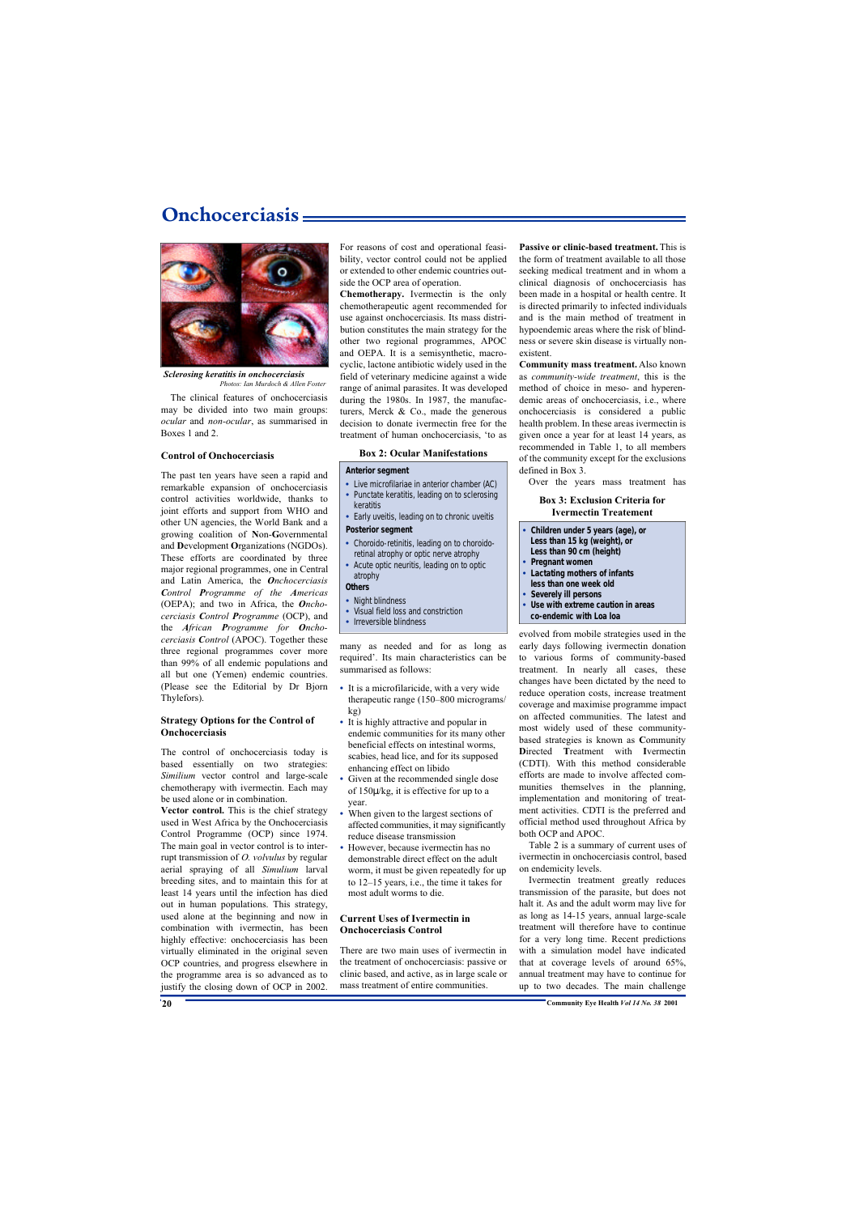# Onchocerciasis

*Sclerosing keratitis in onchocerciasis*
*Photos: Ian Murdoch & Allen Foster*

The clinical features of onchocerciasis may be divided into two main groups: *ocular* and *non-ocular*, as summarised in Boxes 1 and 2.

### Control of Onchocerciasis

The past ten years have seen a rapid and remarkable expansion of onchocerciasis control activities worldwide, thanks to joint efforts and support from WHO and other UN agencies, the World Bank and a growing coalition of **N**on-**G**overnmental and **D**evelopment **O**rganizations (NGDOs). These efforts are coordinated by three major regional programmes, one in Central and Latin America, the ***O****nchocerciasis* ***E****limination* ***P****rogramme* *of* *the* ***A****mericas* (OEPA); and two in Africa, the ***O****nchocerciasis* ***C****ontrol* ***P****rogramme* (OCP), and the ***A****frican* ***P****rogramme* *for* ***O****nchocerciasis* ***C****ontrol* (APOC). Together these three regional programmes cover more than 99% of all endemic populations and all but one (Yemen) endemic countries. (Please see the Editorial by Dr Bjorn Thylefors).

### Strategy Options for the Control of Onchocerciasis

The control of onchocerciasis today is based essentially on two strategies: *Simulium* vector control and large-scale chemotherapy with ivermectin. Each may be used alone or in combination.

**Vector control.** This is the chief strategy used in West Africa by the Onchocerciasis Control Programme (OCP) since 1974. The main goal in vector control is to interrupt transmission of *O. volvulus* by regular aerial spraying of all *Simulium* larval breeding sites, and to maintain this for at least 14 years until the infection has died out in human populations. This strategy, used alone at the beginning and now in combination with ivermectin, has been highly effective: onchocerciasis has been virtually eliminated in the original seven OCP countries, and progress elsewhere in the programme area is so advanced as to justify the closing down of OCP in 2002. For reasons of cost and operational feasibility, vector control could not be applied or extended to other endemic countries outside the OCP area of operation.

**Chemotherapy.** Ivermectin is the only chemotherapeutic agent recommended for use against onchocerciasis. Its mass distribution constitutes the main strategy for the other two regional programmes, APOC and OEPA. It is a semisynthetic, macrocyclic, lactone antibiotic widely used in the field of veterinary medicine against a wide range of animal parasites. It was developed during the 1980s. In 1987, the manufacturers, Merck & Co., made the generous decision to donate ivermectin free for the treatment of human onchocerciasis, 'to as many as needed and for as long as required'. Its main characteristics can be summarised as follows:

- It is a microfilaricide, with a very wide therapeutic range (150–800 micrograms/kg)
- It is highly attractive and popular in endemic communities for its many other beneficial effects on intestinal worms, scabies, head lice, and for its supposed enhancing effect on libido
- Given at the recommended single dose of 150µ/kg, it is effective for up to a year.
- When given to the largest sections of affected communities, it may significantly reduce disease transmission
- However, because ivermectin has no demonstrable direct effect on the adult worm, it must be given repeatedly for up to 12–15 years, i.e., the time it takes for most adult worms to die.

**Box 2: Ocular Manifestations**

**Anterior segment**
- Live microfilariae in anterior chamber (AC)
- Punctate keratitis, leading on to sclerosing keratitis
- Early uveitis, leading on to chronic uveitis

**Posterior segment**
- Choroido-retinitis, leading on to choroido-retinal atrophy or optic nerve atrophy
- Acute optic neuritis, leading on to optic atrophy

**Others**
- Night blindness
- Visual field loss and constriction
- Irreversible blindness

### Current Uses of Ivermectin in Onchocerciasis Control

There are two main uses of ivermectin in the treatment of onchocerciasis: passive or clinic based, and active, as in large scale or mass treatment of entire communities.

**Passive or clinic-based treatment.** This is the form of treatment available to all those seeking medical treatment and in whom a clinical diagnosis of onchocerciasis has been made in a hospital or health centre. It is directed primarily to infected individuals and is the main method of treatment in hypoendemic areas where the risk of blindness or severe skin disease is virtually non-existent.

**Community mass treatment.** Also known as *community-wide treatment*, this is the method of choice in meso- and hyperendemic areas of onchocerciasis, i.e., where onchocerciasis is considered a public health problem. In these areas ivermectin is given once a year for at least 14 years, as recommended in Table 1, to all members of the community except for the exclusions defined in Box 3.

**Box 3: Exclusion Criteria for Ivermectin Treatement**

- **Children under 5 years (age), or Less than 15 kg (weight), or Less than 90 cm (height)**
- **Pregnant women**
- **Lactating mothers of infants less than one week old**
- **Severely ill persons**
- **Use with extreme caution in areas co-endemic with Loa loa**

Over the years mass treatment has evolved from mobile strategies used in the early days following ivermectin donation to various forms of community-based treatment. In nearly all cases, these changes have been dictated by the need to reduce operation costs, increase treatment coverage and maximise programme impact on affected communities. The latest and most widely used of these community-based strategies is known as **C**ommunity **D**irected **T**reatment with **I**vermectin (CDTI). With this method considerable efforts are made to involve affected communities themselves in the planning, implementation and monitoring of treatment activities. CDTI is the preferred and official method used throughout Africa by both OCP and APOC.

Table 2 is a summary of current uses of ivermectin in onchocerciasis control, based on endemicity levels.

Ivermectin treatment greatly reduces transmission of the parasite, but does not halt it. As and the adult worm may live for as long as 14-15 years, annual large-scale treatment will therefore have to continue for a very long time. Recent predictions with a simulation model have indicated that at coverage levels of around 65%, annual treatment may have to continue for up to two decades. The main challenge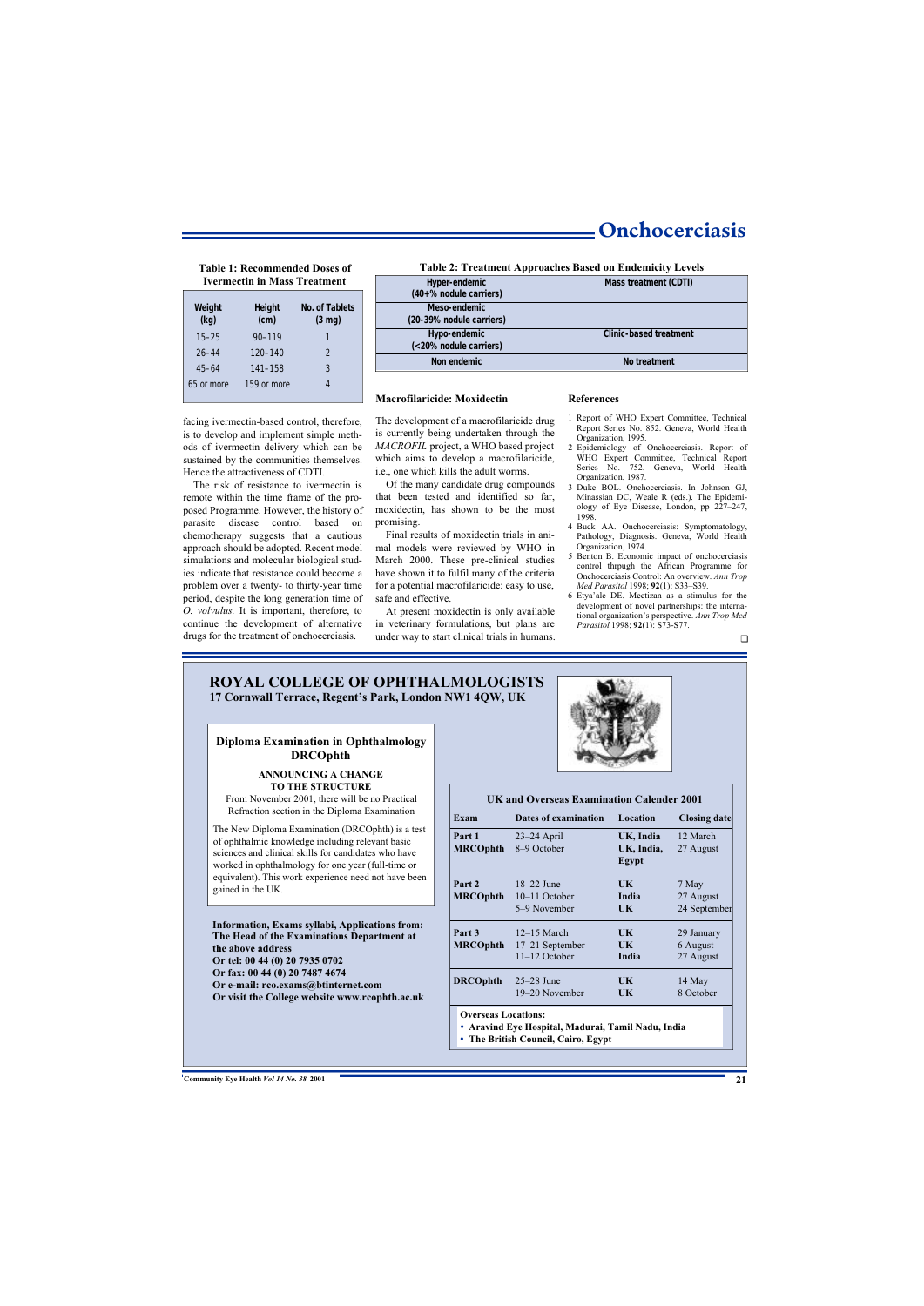# Onchocerciasis

**Table 1: Recommended Doses of Ivermectin in Mass Treatment**

| Weight (kg) | Height (cm) | No. of Tablets (3 mg) |
|---|---|---|
| 15–25 | 90–119 | 1 |
| 26–44 | 120–140 | 2 |
| 45–64 | 141–158 | 3 |
| 65 or more | 159 or more | 4 |

**Table 2: Treatment Approaches Based on Endemicity Levels**

| Endemicity level | Treatment approach |
|---|---|
| Hyper-endemic (40+% nodule carriers) | Mass treatment (CDTI) |
| Meso-endemic (20-39% nodule carriers) | |
| Hypo-endemic (<20% nodule carriers) | Clinic-based treatment |
| Non endemic | No treatment |

facing ivermectin-based control, therefore, is to develop and implement simple methods of ivermectin delivery which can be sustained by the communities themselves. Hence the attractiveness of CDTI.

The risk of resistance to ivermectin is remote within the time frame of the proposed Programme. However, the history of parasite disease control based on chemotherapy suggests that a cautious approach should be adopted. Recent model simulations and molecular biological studies indicate that resistance could become a problem over a twenty- to thirty-year time period, despite the long generation time of *O. volvulus.* It is important, therefore, to continue the development of alternative drugs for the treatment of onchocerciasis.

## Macrofilaricide: Moxidectin

The development of a macrofilaricide drug is currently being undertaken through the *MACROFIL* project, a WHO based project which aims to develop a macrofilaricide, i.e., one which kills the adult worms.

Of the many candidate drug compounds that been tested and identified so far, moxidectin, has shown to be the most promising.

Final results of moxidectin trials in animal models were reviewed by WHO in March 2000. These pre-clinical studies have shown it to fulfil many of the criteria for a potential macrofilaricide: easy to use, safe and effective.

At present moxidectin is only available in veterinary formulations, but plans are under way to start clinical trials in humans.

## References

1. Report of WHO Expert Committee, Technical Report Series No. 852. Geneva, World Health Organization, 1995.
2. Epidemiology of Onchocerciasis. Report of WHO Expert Committee, Technical Report Series No. 752. Geneva, World Health Organization, 1987.
3. Duke BOL. Onchocerciasis. In Johnson GJ, Minassian DC, Weale R (eds.). The Epidemiology of Eye Disease, London, pp 227–247, 1998.
4. Buck AA. Onchocerciasis: Symptomatology, Pathology, Diagnosis. Geneva, World Health Organization, 1974.
5. Benton B. Economic impact of onchocerciasis control thrpugh the African Programme for Onchocerciasis Control: An overview. *Ann Trop Med Parasitol* 1998; **92**(1): S33–S39.
6. Etya'ale DE. Mectizan as a stimulus for the development of novel partnerships: the international organization's perspective. *Ann Trop Med Parasitol* 1998; **92**(1): S73-S77.

## ROYAL COLLEGE OF OPHTHALMOLOGISTS

**17 Cornwall Terrace, Regent's Park, London NW1 4QW, UK**

### Diploma Examination in Ophthalmology DRCOphth

**ANNOUNCING A CHANGE TO THE STRUCTURE**

From November 2001, there will be no Practical Refraction section in the Diploma Examination

The New Diploma Examination (DRCOphth) is a test of ophthalmic knowledge including relevant basic sciences and clinical skills for candidates who have worked in ophthalmology for one year (full-time or equivalent). This work experience need not have been gained in the UK.

**Information, Exams syllabi, Applications from: The Head of the Examinations Department at the above address**
**Or tel: 00 44 (0) 20 7935 0702**
**Or fax: 00 44 (0) 20 7487 4674**
**Or e-mail: rco.exams@btinternet.com**
**Or visit the College website www.rcophth.ac.uk**

**UK and Overseas Examination Calender 2001**

| Exam | Dates of examination | Location | Closing date |
|---|---|---|---|
| **Part 1 MRCOphth** | 23–24 April | **UK, India** | 12 March |
| | 8–9 October | **UK, India, Egypt** | 27 August |
| **Part 2 MRCOphth** | 18–22 June | **UK** | 7 May |
| | 10–11 October | **India** | 27 August |
| | 5–9 November | **UK** | 24 September |
| **Part 3 MRCOphth** | 12–15 March | **UK** | 29 January |
| | 17–21 September | **UK** | 6 August |
| | 11–12 October | **India** | 27 August |
| **DRCOphth** | 25–28 June | **UK** | 14 May |
| | 19–20 November | **UK** | 8 October |

**Overseas Locations:**

- **Aravind Eye Hospital, Madurai, Tamil Nadu, India**
- **The British Council, Cairo, Egypt**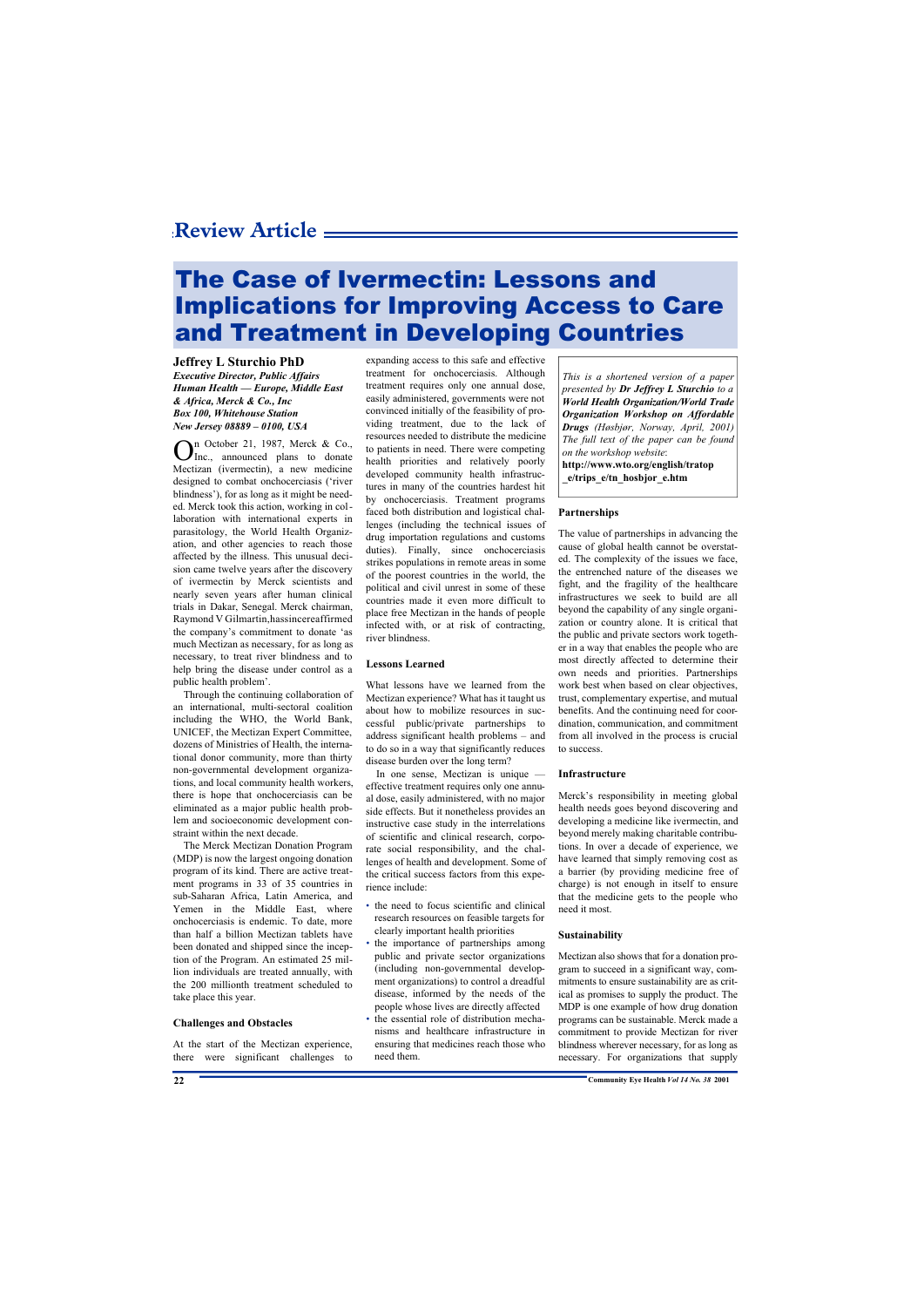## Review Article

# The Case of Ivermectin: Lessons and Implications for Improving Access to Care and Treatment in Developing Countries

**Jeffrey L Sturchio PhD**
***Executive Director, Public Affairs Human Health — Europe, Middle East & Africa, Merck & Co., Inc Box 100, Whitehouse Station New Jersey 08889 – 0100, USA***

On October 21, 1987, Merck & Co., Inc., announced plans to donate Mectizan (ivermectin), a new medicine designed to combat onchocerciasis ('river blindness'), for as long as it might be needed. Merck took this action, working in collaboration with international experts in parasitology, the World Health Organization, and other agencies to reach those affected by the illness. This unusual decision came twelve years after the discovery of ivermectin by Merck scientists and nearly seven years after human clinical trials in Dakar, Senegal. Merck chairman, Raymond V Gilmartin,hassincereaffirmed the company's commitment to donate 'as much Mectizan as necessary, to treat river blindness and to help bring the disease under control as a public health problem'.

Through the continuing collaboration of an international, multi-sectoral coalition including the WHO, the World Bank, UNICEF, the Mectizan Expert Committee, dozens of Ministries of Health, the international donor community, more than thirty non-governmental development organizations, and local community health workers, there is hope that onchocerciasis can be eliminated as a major public health problem and socioeconomic development constraint within the next decade.

The Merck Mectizan Donation Program (MDP) is now the largest ongoing donation program of its kind. There are active treatment programs in 33 of 35 countries in sub-Saharan Africa, Latin America, and Yemen in the Middle East, where onchocerciasis is endemic. To date, more than half a billion Mectizan tablets have been donated and shipped since the inception of the Program. An estimated 25 million individuals are treated annually, with the 200 millionth treatment scheduled to take place this year.

### Challenges and Obstacles

At the start of the Mectizan experience, there were significant challenges to expanding access to this safe and effective treatment for onchocerciasis. Although treatment requires only one annual dose, easily administered, governments were not convinced initially of the feasibility of providing treatment, due to the lack of resources needed to distribute the medicine to patients in need. There were competing health priorities and relatively poorly developed community health infrastructures in many of the countries hardest hit by onchocerciasis. Treatment programs faced both distribution and logistical challenges (including the technical issues of drug importation regulations and customs duties). Finally, since onchocerciasis strikes populations in remote areas in some of the poorest countries in the world, the political and civil unrest in some of these countries made it even more difficult to place free Mectizan in the hands of people infected with, or at risk of contracting, river blindness.

### Lessons Learned

What lessons have we learned from the Mectizan experience? What has it taught us about how to mobilize resources in successful public/private partnerships to address significant health problems – and to do so in a way that significantly reduces disease burden over the long term?

In one sense, Mectizan is unique — effective treatment requires only one annual dose, easily administered, with no major side effects. But it nonetheless provides an instructive case study in the interrelations of scientific and clinical research, corporate social responsibility, and the challenges of health and development. Some of the critical success factors from this experience include:

- the need to focus scientific and clinical research resources on feasible targets for clearly important health priorities
- the importance of partnerships among public and private sector organizations (including non-governmental development organizations) to control a dreadful disease, informed by the needs of the people whose lives are directly affected
- the essential role of distribution mechanisms and healthcare infrastructure in ensuring that medicines reach those who need them.

*This is a shortened version of a paper presented by **Dr Jeffrey L Sturchio** to a **World Health Organization/World Trade Organization Workshop on Affordable Drugs** (Høsbjør, Norway, April, 2001) The full text of the paper can be found on the workshop website*:
**http://www.wto.org/english/tratop_e/trips_e/tn_hosbjor_e.htm**

### Partnerships

The value of partnerships in advancing the cause of global health cannot be overstated. The complexity of the issues we face, the entrenched nature of the diseases we fight, and the fragility of the healthcare infrastructures we seek to build are all beyond the capability of any single organization or country alone. It is critical that the public and private sectors work together in a way that enables the people who are most directly affected to determine their own needs and priorities. Partnerships work best when based on clear objectives, trust, complementary expertise, and mutual benefits. And the continuing need for coordination, communication, and commitment from all involved in the process is crucial to success.

### Infrastructure

Merck's responsibility in meeting global health needs goes beyond discovering and developing a medicine like ivermectin, and beyond merely making charitable contributions. In over a decade of experience, we have learned that simply removing cost as a barrier (by providing medicine free of charge) is not enough in itself to ensure that the medicine gets to the people who need it most.

### Sustainability

Mectizan also shows that for a donation program to succeed in a significant way, commitments to ensure sustainability are as critical as promises to supply the product. The MDP is one example of how drug donation programs can be sustainable. Merck made a commitment to provide Mectizan for river blindness wherever necessary, for as long as necessary. For organizations that supply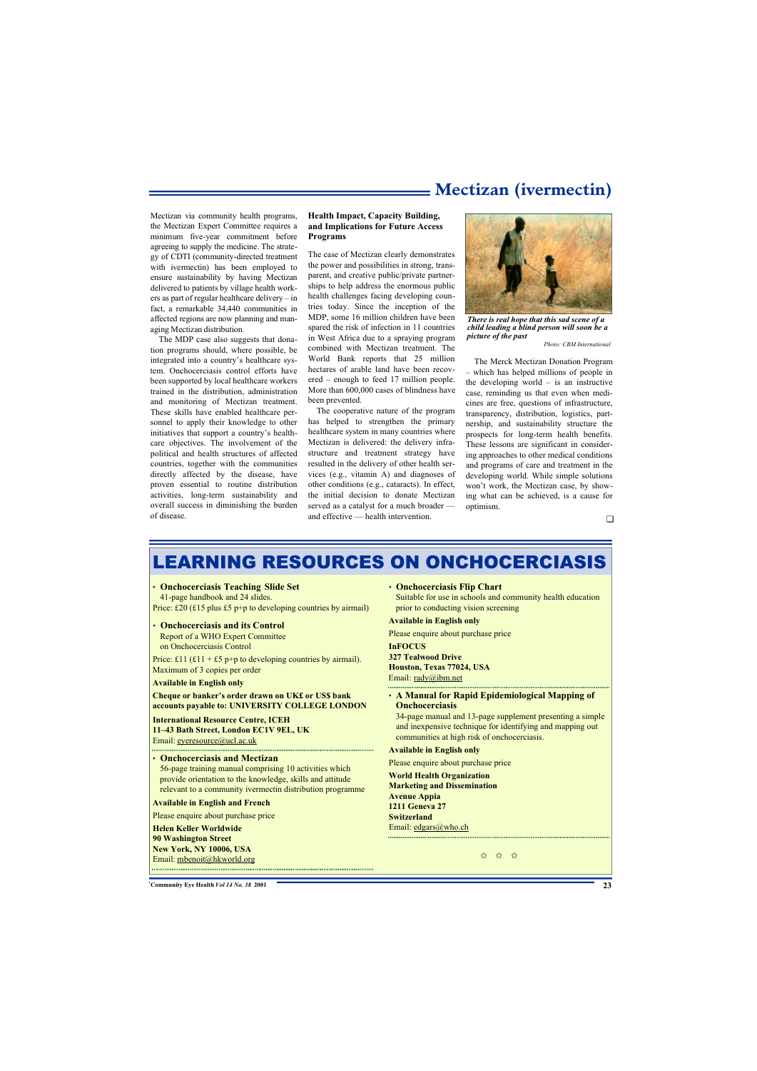Mectizan via community health programs, the Mectizan Expert Committee requires a minimum five-year commitment before agreeing to supply the medicine. The strategy of CDTI (community-directed treatment with ivermectin) has been employed to ensure sustainability by having Mectizan delivered to patients by village health workers as part of regular healthcare delivery – in fact, a remarkable 34,440 communities in affected regions are now planning and managing Mectizan distribution.

The MDP case also suggests that donation programs should, where possible, be integrated into a country's healthcare system. Onchocerciasis control efforts have been supported by local healthcare workers trained in the distribution, administration and monitoring of Mectizan treatment. These skills have enabled healthcare personnel to apply their knowledge to other initiatives that support a country's healthcare objectives. The involvement of the political and health structures of affected countries, together with the communities directly affected by the disease, have proven essential to routine distribution activities, long-term sustainability and overall success in diminishing the burden of disease.

**Health Impact, Capacity Building, and Implications for Future Access Programs**

The case of Mectizan clearly demonstrates the power and possibilities in strong, transparent, and creative public/private partnerships to help address the enormous public health challenges facing developing countries today. Since the inception of the MDP, some 16 million children have been spared the risk of infection in 11 countries in West Africa due to a spraying program combined with Mectizan treatment. The World Bank reports that 25 million hectares of arable land have been recovered – enough to feed 17 million people. More than 600,000 cases of blindness have been prevented.

The cooperative nature of the program has helped to strengthen the primary healthcare system in many countries where Mectizan is delivered: the delivery infrastructure and treatment strategy have resulted in the delivery of other health services (e.g., vitamin A) and diagnoses of other conditions (e.g., cataracts). In effect, the initial decision to donate Mectizan served as a catalyst for a much broader — and effective — health intervention.

***There is real hope that this sad scene of a child leading a blind person will soon be a picture of the past***

*Photo: CBM International*

The Merck Mectizan Donation Program – which has helped millions of people in the developing world – is an instructive case, reminding us that even when medicines are free, questions of infrastructure, transparency, distribution, logistics, partnership, and sustainability structure the prospects for long-term health benefits. These lessons are significant in considering approaches to other medical conditions and programs of care and treatment in the developing world. While simple solutions won't work, the Mectizan case, by showing what can be achieved, is a cause for optimism.

❑

# LEARNING RESOURCES ON ONCHOCERCIASIS

- **Onchocerciasis Teaching Slide Set**
  41-page handbook and 24 slides.

Price: £20 (£15 plus £5 p+p to developing countries by airmail)

- **Onchocerciasis and its Control**
  Report of a WHO Expert Committee on Onchocerciasis Control

Price: £11 (£11 + £5 p+p to developing countries by airmail). Maximum of 3 copies per order

**Available in English only**

**Cheque or banker's order drawn on UK£ or US$ bank accounts payable to: UNIVERSITY COLLEGE LONDON**

**International Resource Centre, ICEH**
**11–43 Bath Street, London EC1V 9EL, UK**
Email: eyeresource@ucl.ac.uk

- **Onchocerciasis and Mectizan**
  56-page training manual comprising 10 activities which provide orientation to the knowledge, skills and attitude relevant to a community ivermectin distribution programme

**Available in English and French**

Please enquire about purchase price

**Helen Keller Worldwide**
**90 Washington Street**
**New York, NY 10006, USA**
Email: mbenoit@hkworld.org

- **Onchocerciasis Flip Chart**
  Suitable for use in schools and community health education prior to conducting vision screening

**Available in English only**

Please enquire about purchase price

**InFOCUS**
**327 Tealwood Drive**
**Houston, Texas 77024, USA**
Email: rady@ibm.net

- **A Manual for Rapid Epidemiological Mapping of Onchocerciasis**
  34-page manual and 13-page supplement presenting a simple and inexpensive technique for identifying and mapping out communities at high risk of onchocerciasis.

**Available in English only**

Please enquire about purchase price

**World Health Organization**
**Marketing and Dissemination**
**Avenue Appia**
**1211 Geneva 27**
**Switzerland**
Email: edgars@who.ch

✩ ✩ ✩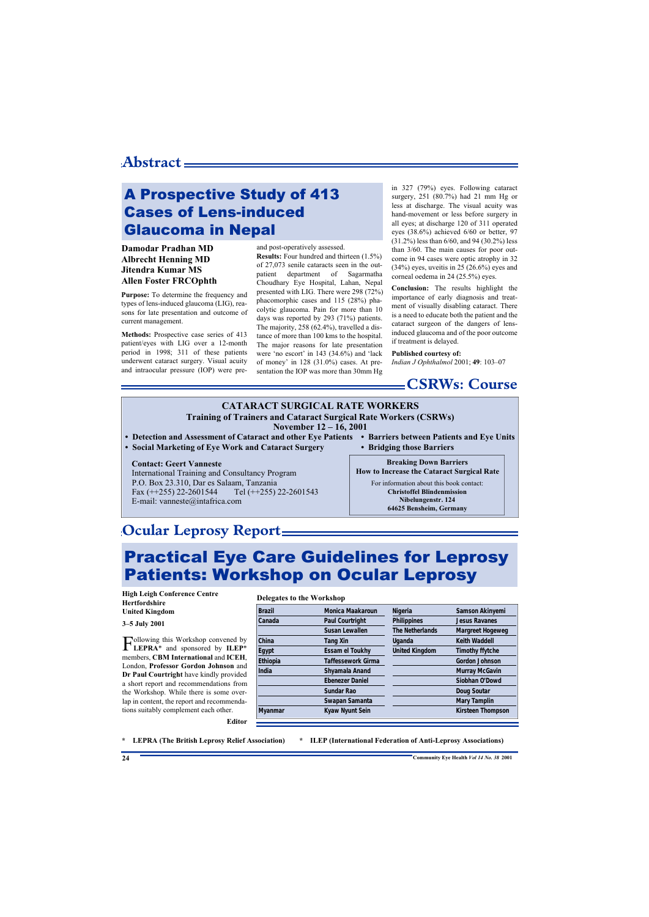# Abstract

## A Prospective Study of 413 Cases of Lens-induced Glaucoma in Nepal

**Damodar Pradhan MD**
**Albrecht Henning MD**
**Jitendra Kumar MS**
**Allen Foster FRCOphth**

**Purpose:** To determine the frequency and types of lens-induced glaucoma (LIG), reasons for late presentation and outcome of current management.

**Methods:** Prospective case series of 413 patient/eyes with LIG over a 12-month period in 1998; 311 of these patients underwent cataract surgery. Visual acuity and intraocular pressure (IOP) were pre- and post-operatively assessed.

**Results:** Four hundred and thirteen (1.5%) of 27,073 senile cataracts seen in the out-patient department of Sagarmatha Choudhary Eye Hospital, Lahan, Nepal presented with LIG. There were 298 (72%) phacomorphic cases and 115 (28%) phacolytic glaucoma. Pain for more than 10 days was reported by 293 (71%) patients. The majority, 258 (62.4%), travelled a distance of more than 100 kms to the hospital. The major reasons for late presentation were 'no escort' in 143 (34.6%) and 'lack of money' in 128 (31.0%) cases. At presentation the IOP was more than 30mm Hg in 327 (79%) eyes. Following cataract surgery, 251 (80.7%) had 21 mm Hg or less at discharge. The visual acuity was hand-movement or less before surgery in all eyes; at discharge 120 of 311 operated eyes (38.6%) achieved 6/60 or better, 97 (31.2%) less than 6/60, and 94 (30.2%) less than 3/60. The main causes for poor outcome in 94 cases were optic atrophy in 32 (34%) eyes, uveitis in 25 (26.6%) eyes and corneal oedema in 24 (25.5%) eyes.

**Conclusion:** The results highlight the importance of early diagnosis and treatment of visually disabling cataract. There is a need to educate both the patient and the cataract surgeon of the dangers of lens-induced glaucoma and of the poor outcome if treatment is delayed.

**Published courtesy of:**
*Indian J Ophthalmol* 2001; **49**: 103–07

# CSRWs: Course

### CATARACT SURGICAL RATE WORKERS
**Training of Trainers and Cataract Surgical Rate Workers (CSRWs)**
**November 12 – 16, 2001**

- **Detection and Assessment of Cataract and other Eye Patients**
- **Social Marketing of Eye Work and Cataract Surgery**
- **Barriers between Patients and Eye Units**
- **Bridging those Barriers**

**Contact: Geert Vanneste**
International Training and Consultancy Program
P.O. Box 23.310, Dar es Salaam, Tanzania
Fax (++255) 22-2601544 Tel (++255) 22-2601543
E-mail: vanneste@intafrica.com

**Breaking Down Barriers**
**How to Increase the Cataract Surgical Rate**
For information about this book contact:
**Christoffel Blindenmission**
**Nibelungenstr. 124**
**64625 Bensheim, Germany**

# Ocular Leprosy Report

## Practical Eye Care Guidelines for Leprosy Patients: Workshop on Ocular Leprosy

**High Leigh Conference Centre**
**Hertfordshire**
**United Kingdom**

**3–5 July 2001**

Following this Workshop convened by **LEPRA*** and sponsored by **ILEP*** members, **CBM International** and **ICEH**, London, **Professor Gordon Johnson** and **Dr Paul Courtright** have kindly provided a short report and recommendations from the Workshop. While there is some overlap in content, the report and recommendations suitably complement each other.

**Editor**

**Delegates to the Workshop**

| | | | |
|---|---|---|---|
| Brazil | Monica Maakaroun | Nigeria | Samson Akinyemi |
| Canada | Paul Courtright | Philippines | Jesus Ravanes |
| | Susan Lewallen | The Netherlands | Margreet Hogeweg |
| China | Tang Xin | Uganda | Keith Waddell |
| Egypt | Essam el Toukhy | United Kingdom | Timothy ffytche |
| Ethiopia | Taffessework Girma | | Gordon Johnson |
| India | Shyamala Anand | | Murray McGavin |
| | Ebenezer Daniel | | Siobhan O'Dowd |
| | Sundar Rao | | Doug Soutar |
| | Swapan Samanta | | Mary Tamplin |
| Myanmar | Kyaw Nyunt Sein | | Kirsteen Thompson |

\* **LEPRA (The British Leprosy Relief Association)** \* **ILEP (International Federation of Anti-Leprosy Associations)**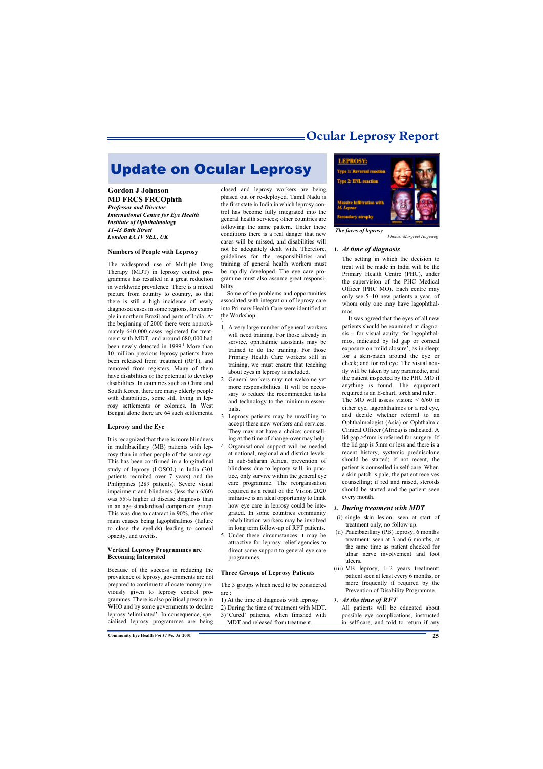# Update on Ocular Leprosy

**Gordon J Johnson**
**MD FRCS FRCOphth**
***Professor and Director***
***International Centre for Eye Health***
***Institute of Ophthalmology***
***11-43 Bath Street***
***London EC1V 9EL, UK***

## Numbers of People with Leprosy

The widespread use of Multiple Drug Therapy (MDT) in leprosy control programmes has resulted in a great reduction in worldwide prevalence. There is a mixed picture from country to country, so that there is still a high incidence of newly diagnosed cases in some regions, for example in northern Brazil and parts of India. At the beginning of 2000 there were approximately 640,000 cases registered for treatment with MDT, and around 680,000 had been newly detected in 1999.[1] More than 10 million previous leprosy patients have been released from treatment (RFT), and removed from registers. Many of them have disabilities or the potential to develop disabilities. In countries such as China and South Korea, there are many elderly people with disabilities, some still living in leprosy settlements or colonies. In West Bengal alone there are 64 such settlements.

## Leprosy and the Eye

It is recognized that there is more blindness in multibacillary (MB) patients with leprosy than in other people of the same age. This has been confirmed in a longitudinal study of leprosy (LOSOL) in India (301 patients recruited over 7 years) and the Philippines (289 patients). Severe visual impairment and blindness (less than 6/60) was 55% higher at disease diagnosis than in an age-standardised comparison group. This was due to cataract in 90%, the other main causes being lagophthalmos (failure to close the eyelids) leading to corneal opacity, and uveitis.

## Vertical Leprosy Programmes are Becoming Integrated

Because of the success in reducing the prevalence of leprosy, governments are not prepared to continue to allocate money previously given to leprosy control programmes. There is also political pressure in WHO and by some governments to declare leprosy 'eliminated'. In consequence, specialised leprosy programmes are being closed and leprosy workers are being phased out or re-deployed. Tamil Nadu is the first state in India in which leprosy control has become fully integrated into the general health services; other countries are following the same pattern. Under these conditions there is a real danger that new cases will be missed, and disabilities will not be adequately dealt with. Therefore, guidelines for the responsibilities and training of general health workers must be rapidly developed. The eye care programme must also assume great responsibility.

Some of the problems and opportunities associated with integration of leprosy care into Primary Health Care were identified at the Workshop.

1. A very large number of general workers will need training. For those already in service, ophthalmic assistants may be trained to do the training. For those Primary Health Care workers still in training, we must ensure that teaching about eyes in leprosy is included.
2. General workers may not welcome yet more responsibilities. It will be necessary to reduce the recommended tasks and technology to the minimum essentials.
3. Leprosy patients may be unwilling to accept these new workers and services. They may not have a choice; counselling at the time of change-over may help.
4. Organisational support will be needed at national, regional and district levels. In sub-Saharan Africa, prevention of blindness due to leprosy will, in practice, only survive within the general eye care programme. The reorganisation required as a result of the Vision 2020 initiative is an ideal opportunity to think how eye care in leprosy could be integrated. In some countries community rehabilitation workers may be involved in long term follow-up of RFT patients.
5. Under these circumstances it may be attractive for leprosy relief agencies to direct some support to general eye care programmes.

## Three Groups of Leprosy Patients

The 3 groups which need to be considered are:

1) At the time of diagnosis with leprosy.
2) During the time of treatment with MDT.
3) 'Cured' patients, when finished with MDT and released from treatment.

*The faces of leprosy*
*Photos: Margreet Hogeweg*

### 1. *At time of diagnosis*

The setting in which the decision to treat will be made in India will be the Primary Health Centre (PHC), under the supervision of the PHC Medical Officer (PHC MO). Each centre may only see 5–10 new patients a year, of whom only one may have lagophthalmos.

It was agreed that the eyes of all new patients should be examined at diagnosis – for visual acuity; for lagophthalmos, indicated by lid gap or corneal exposure on 'mild closure', as in sleep; for a skin-patch around the eye or cheek; and for red eye. The visual acuity will be taken by any paramedic, and the patient inspected by the PHC MO if anything is found. The equipment required is an E-chart, torch and ruler. The MO will assess vision: < 6/60 in either eye, lagophthalmos or a red eye, and decide whether referral to an Ophthalmologist (Asia) or Ophthalmic Clinical Officer (Africa) is indicated. A lid gap >5mm is referred for surgery. If the lid gap is 5mm or less and there is a recent history, systemic prednisolone should be started; if not recent, the patient is counselled in self-care. When a skin patch is pale, the patient receives counselling; if red and raised, steroids should be started and the patient seen every month.

### 2. *During treatment with MDT*

(i) single skin lesion: seen at start of treatment only, no follow-up.
(ii) Paucibacillary (PB) leprosy, 6 months treatment: seen at 3 and 6 months, at the same time as patient checked for ulnar nerve involvement and foot ulcers.
(iii) MB leprosy, 1–2 years treatment: patient seen at least every 6 months, or more frequently if required by the Prevention of Disability Programme.

### 3. *At the time of RFT*

All patients will be educated about possible eye complications, instructed in self-care, and told to return if any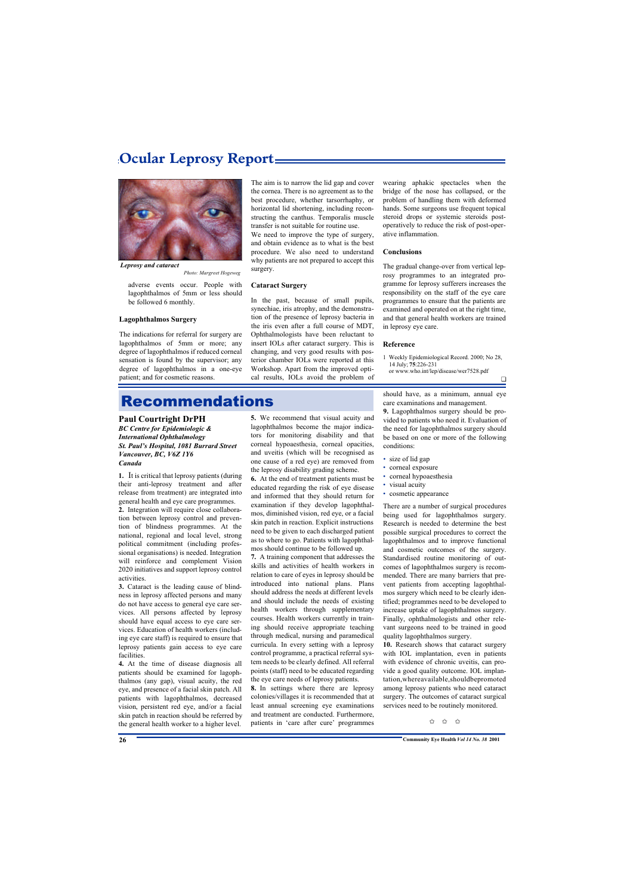# Ocular Leprosy Report

*Leprosy and cataract*

*Photo: Margreet Hogeweg*

adverse events occur. People with lagophthalmos of 5mm or less should be followed 6 monthly.

### Lagophthalmos Surgery

The indications for referral for surgery are lagophthalmos of 5mm or more; any degree of lagophthalmos if reduced corneal sensation is found by the supervisor; any degree of lagophthalmos in a one-eye patient; and for cosmetic reasons.

The aim is to narrow the lid gap and cover the cornea. There is no agreement as to the best procedure, whether tarsorrhaphy, or horizontal lid shortening, including reconstructing the canthus. Temporalis muscle transfer is not suitable for routine use.

We need to improve the type of surgery, and obtain evidence as to what is the best procedure. We also need to understand why patients are not prepared to accept this surgery.

### Cataract Surgery

In the past, because of small pupils, synechiae, iris atrophy, and the demonstration of the presence of leprosy bacteria in the iris even after a full course of MDT, Ophthalmologists have been reluctant to insert IOLs after cataract surgery. This is changing, and very good results with posterior chamber IOLs were reported at this Workshop. Apart from the improved optical results, IOLs avoid the problem of wearing aphakic spectacles when the bridge of the nose has collapsed, or the problem of handling them with deformed hands. Some surgeons use frequent topical steroid drops or systemic steroids post-operatively to reduce the risk of post-operative inflammation.

### Conclusions

The gradual change-over from vertical leprosy programmes to an integrated programme for leprosy sufferers increases the responsibility on the staff of the eye care programmes to ensure that the patients are examined and operated on at the right time, and that general health workers are trained in leprosy eye care.

### Reference

1 Weekly Epidemiological Record. 2000; No 28, 14 July; **75**:226-231
or www.who.int/lep/disease/wer7528.pdf

# Recommendations

**Paul Courtright DrPH**
***BC Centre for Epidemiologic & International Ophthalmology***
***St. Paul's Hospital, 1081 Burrard Street***
***Vancouver, BC, V6Z 1Y6***
***Canada***

**1.** It is critical that leprosy patients (during their anti-leprosy treatment and after release from treatment) are integrated into general health and eye care programmes.

**2.** Integration will require close collaboration between leprosy control and prevention of blindness programmes. At the national, regional and local level, strong political commitment (including professional organisations) is needed. Integration will reinforce and complement Vision 2020 initiatives and support leprosy control activities.

**3.** Cataract is the leading cause of blindness in leprosy affected persons and many do not have access to general eye care services. All persons affected by leprosy should have equal access to eye care services. Education of health workers (including eye care staff) is required to ensure that leprosy patients gain access to eye care facilities.

**4.** At the time of disease diagnosis all patients should be examined for lagophthalmos (any gap), visual acuity, the red eye, and presence of a facial skin patch. All patients with lagophthalmos, decreased vision, persistent red eye, and/or a facial skin patch in reaction should be referred by the general health worker to a higher level.

**5.** We recommend that visual acuity and lagophthalmos become the major indicators for monitoring disability and that corneal hypoaesthesia, corneal opacities, and uveitis (which will be recognised as one cause of a red eye) are removed from the leprosy disability grading scheme.

**6.** At the end of treatment patients must be educated regarding the risk of eye disease and informed that they should return for examination if they develop lagophthalmos, diminished vision, red eye, or a facial skin patch in reaction. Explicit instructions need to be given to each discharged patient as to where to go. Patients with lagophthalmos should continue to be followed up.

**7.** A training component that addresses the skills and activities of health workers in relation to care of eyes in leprosy should be introduced into national plans. Plans should address the needs at different levels and should include the needs of existing health workers through supplementary courses. Health workers currently in training should receive appropriate teaching through medical, nursing and paramedical curricula. In every setting with a leprosy control programme, a practical referral system needs to be clearly defined. All referral points (staff) need to be educated regarding the eye care needs of leprosy patients.

**8.** In settings where there are leprosy colonies/villages it is recommended that at least annual screening eye examinations and treatment are conducted. Furthermore, patients in 'care after cure' programmes should have, as a minimum, annual eye care examinations and management.

**9.** Lagophthalmos surgery should be provided to patients who need it. Evaluation of the need for lagophthalmos surgery should be based on one or more of the following conditions:

- size of lid gap
- corneal exposure
- corneal hypoaesthesia
- visual acuity
- cosmetic appearance

There are a number of surgical procedures being used for lagophthalmos surgery. Research is needed to determine the best possible surgical procedures to correct the lagophthalmos and to improve functional and cosmetic outcomes of the surgery. Standardised routine monitoring of outcomes of lagophthalmos surgery is recommended. There are many barriers that prevent patients from accepting lagophthalmos surgery which need to be clearly identified; programmes need to be developed to increase uptake of lagophthalmos surgery. Finally, ophthalmologists and other relevant surgeons need to be trained in good quality lagophthalmos surgery.

**10.** Research shows that cataract surgery with IOL implantation, even in patients with evidence of chronic uveitis, can provide a good quality outcome. IOL implantation, where available, should be promoted among leprosy patients who need cataract surgery. The outcomes of cataract surgical services need to be routinely monitored.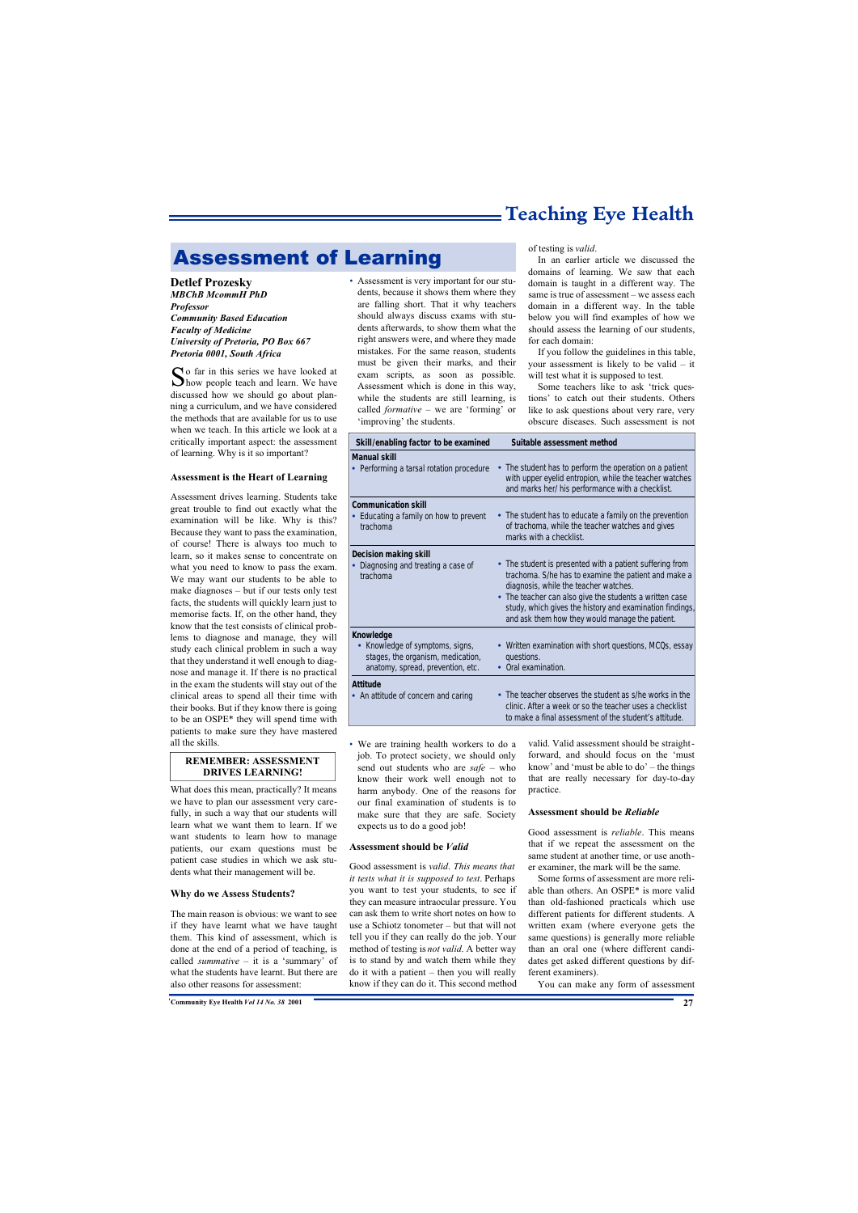# Assessment of Learning

**Detlef Prozesky**
***MBChB McommH PhD***
***Professor***
***Community Based Education***
***Faculty of Medicine***
***University of Pretoria, PO Box 667***
***Pretoria 0001, South Africa***

So far in this series we have looked at how people teach and learn. We have discussed how we should go about planning a curriculum, and we have considered the methods that are available for us to use when we teach. In this article we look at a critically important aspect: the assessment of learning. Why is it so important?

### Assessment is the Heart of Learning

Assessment drives learning. Students take great trouble to find out exactly what the examination will be like. Why is this? Because they want to pass the examination, of course! There is always too much to learn, so it makes sense to concentrate on what you need to know to pass the exam. We may want our students to be able to make diagnoses – but if our tests only test facts, the students will quickly learn just to memorise facts. If, on the other hand, they know that the test consists of clinical problems to diagnose and manage, they will study each clinical problem in such a way that they understand it well enough to diagnose and manage it. If there is no practical in the exam the students will stay out of the clinical areas to spend all their time with their books. But if they know there is going to be an OSPE* they will spend time with patients to make sure they have mastered all the skills.

**REMEMBER: ASSESSMENT DRIVES LEARNING!**

What does this mean, practically? It means we have to plan our assessment very carefully, in such a way that our students will learn what we want them to learn. If we want students to learn how to manage patients, our exam questions must be patient case studies in which we ask students what their management will be.

### Why do we Assess Students?

The main reason is obvious: we want to see if they have learnt what we have taught them. This kind of assessment, which is done at the end of a period of teaching, is called *summative* – it is a 'summary' of what the students have learnt. But there are also other reasons for assessment:

- Assessment is very important for our students, because it shows them where they are falling short. That it why teachers should always discuss exams with students afterwards, to show them what the right answers were, and where they made mistakes. For the same reason, students must be given their marks, and their exam scripts, as soon as possible. Assessment which is done in this way, while the students are still learning, is called *formative* – we are 'forming' or 'improving' the students.
- We are training health workers to do a job. To protect society, we should only send out students who are *safe* – who know their work well enough not to harm anybody. One of the reasons for our final examination of students is to make sure that they are safe. Society expects us to do a good job!

### Assessment should be *Valid*

Good assessment is *valid*. *This means that it tests what it is supposed to test.* Perhaps you want to test your students, to see if they can measure intraocular pressure. You can ask them to write short notes on how to use a Schiotz tonometer – but that will not tell you if they can really do the job. Your method of testing is *not valid*. A better way is to stand by and watch them while they do it with a patient – then you will really know if they can do it. This second method of testing is *valid*.

In an earlier article we discussed the domains of learning. We saw that each domain is taught in a different way. The same is true of assessment – we assess each domain in a different way. In the table below you will find examples of how we should assess the learning of our students, for each domain:

If you follow the guidelines in this table, your assessment is likely to be valid – it will test what it is supposed to test.

Some teachers like to ask 'trick questions' to catch out their students. Others like to ask questions about very rare, very obscure diseases. Such assessment is not valid. Valid assessment should be straightforward, and should focus on the 'must know' and 'must be able to do' – the things that are really necessary for day-to-day practice.

| Skill/enabling factor to be examined | Suitable assessment method |
|---|---|
| **Manual skill** | |
| • Performing a tarsal rotation procedure | • The student has to perform the operation on a patient with upper eyelid entropion, while the teacher watches and marks her/ his performance with a checklist. |
| **Communication skill** | |
| • Educating a family on how to prevent trachoma | • The student has to educate a family on the prevention of trachoma, while the teacher watches and gives marks with a checklist. |
| **Decision making skill** | |
| • Diagnosing and treating a case of trachoma | • The student is presented with a patient suffering from trachoma. S/he has to examine the patient and make a diagnosis, while the teacher watches. • The teacher can also give the students a written case study, which gives the history and examination findings, and ask them how they would manage the patient. |
| **Knowledge** | |
| • Knowledge of symptoms, signs, stages, the organism, medication, anatomy, spread, prevention, etc. | • Written examination with short questions, MCQs, essay questions. • Oral examination. |
| **Attitude** | |
| • An attitude of concern and caring | • The teacher observes the student as s/he works in the clinic. After a week or so the teacher uses a checklist to make a final assessment of the student's attitude. |

### Assessment should be *Reliable*

Good assessment is *reliable*. This means that if we repeat the assessment on the same student at another time, or use another examiner, the mark will be the same.

Some forms of assessment are more reliable than others. An OSPE* is more valid than old-fashioned practicals which use different patients for different students. A written exam (where everyone gets the same questions) is generally more reliable than an oral one (where different candidates get asked different questions by different examiners).

You can make any form of assessment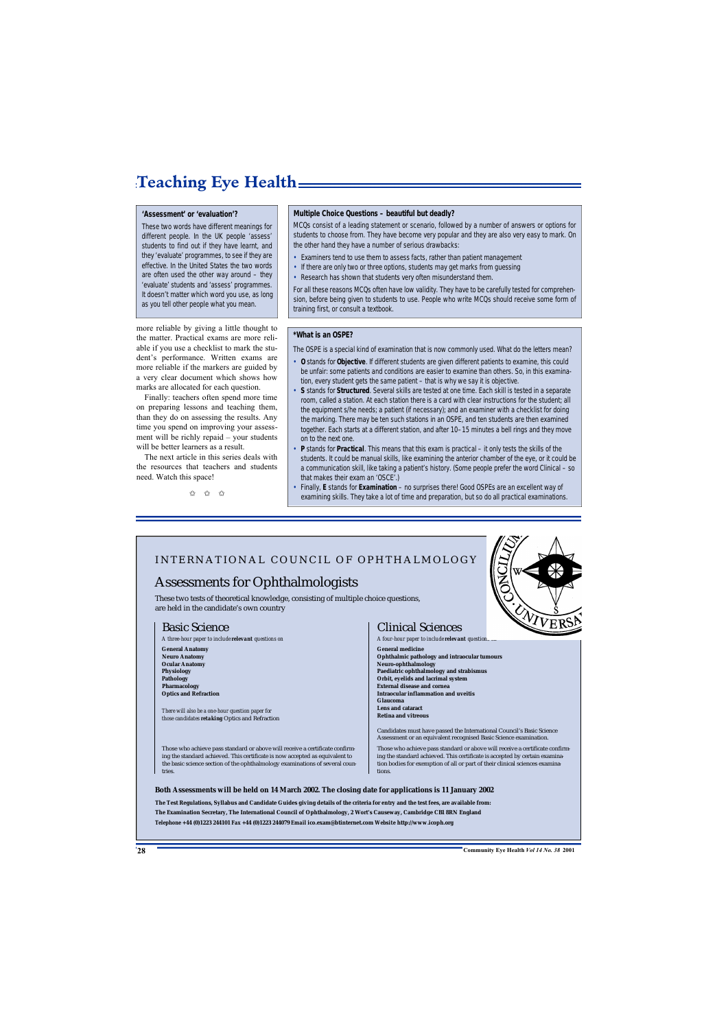# Teaching Eye Health

**'Assessment' or 'evaluation'?**

These two words have different meanings for different people. In the UK people 'assess' students to find out if they have learnt, and they 'evaluate' programmes, to see if they are effective. In the United States the two words are often used the other way around – they 'evaluate' students and 'assess' programmes. It doesn't matter which word you use, as long as you tell other people what you mean.

more reliable by giving a little thought to the matter. Practical exams are more reliable if you use a checklist to mark the student's performance. Written exams are more reliable if the markers are guided by a very clear document which shows how marks are allocated for each question.

Finally: teachers often spend more time on preparing lessons and teaching them, than they do on assessing the results. Any time you spend on improving your assessment will be richly repaid – your students will be better learners as a result.

The next article in this series deals with the resources that teachers and students need. Watch this space!

✩ ✩ ✩

**Multiple Choice Questions – beautiful but deadly?**

MCQs consist of a leading statement or scenario, followed by a number of answers or options for students to choose from. They have become very popular and they are also very easy to mark. On the other hand they have a number of serious drawbacks:

- Examiners tend to use them to assess facts, rather than patient management
- If there are only two or three options, students may get marks from guessing
- Research has shown that students very often misunderstand them.

For all these reasons MCQs often have low validity. They have to be carefully tested for comprehension, before being given to students to use. People who write MCQs should receive some form of training first, or consult a textbook.

**\*What is an OSPE?**

The OSPE is a special kind of examination that is now commonly used. What do the letters mean?

- **O** stands for **Objective**. If different students are given different patients to examine, this could be unfair: some patients and conditions are easier to examine than others. So, in this examination, every student gets the same patient – that is why we say it is objective.
- **S** stands for **Structured**. Several skills are tested at one time. Each skill is tested in a separate room, called a station. At each station there is a card with clear instructions for the student; all the equipment s/he needs; a patient (if necessary); and an examiner with a checklist for doing the marking. There may be ten such stations in an OSPE, and ten students are then examined together. Each starts at a different station, and after 10–15 minutes a bell rings and they move on to the next one.
- **P** stands for **Practical**. This means that this exam is practical – it only tests the skills of the students. It could be manual skills, like examining the anterior chamber of the eye, or it could be a communication skill, like taking a patient's history. (Some people prefer the word Clinical – so that makes their exam an 'OSCE'.)
- Finally, **E** stands for **Examination** – no surprises there! Good OSPEs are an excellent way of examining skills. They take a lot of time and preparation, but so do all practical examinations.

---

INTERNATIONAL COUNCIL OF OPHTHALMOLOGY

## Assessments for Ophthalmologists

These two tests of theoretical knowledge, consisting of multiple choice questions, are held in the candidate's own country

### Basic Science

*A three-hour paper to include **relevant** questions on*

**General Anatomy**
**Neuro Anatomy**
**Ocular Anatomy**
**Physiology**
**Pathology**
**Pharmacology**
**Optics and Refraction**

*There will also be a one-hour question paper for those candidates **retaking** Optics and Refraction*

Those who achieve pass standard or above will receive a certificate confirming the standard achieved. This certificate is now accepted as equivalent to the basic science section of the ophthalmology examinations of several countries.

### Clinical Sciences

*A four-hour paper to include **relevant** questions on*

**General medicine**
**Ophthalmic pathology and intraocular tumours**
**Neuro-ophthalmology**
**Paediatric ophthalmology and strabismus**
**Orbit, eyelids and lacrimal system**
**External disease and cornea**
**Intraocular inflammation and uveitis**
**Glaucoma**
**Lens and cataract**
**Retina and vitreous**

Candidates must have passed the International Council's Basic Science Assessment or an equivalent recognised Basic Science examination.

Those who achieve pass standard or above will receive a certificate confirming the standard achieved. This certificate is accepted by certain examination bodies for exemption of all or part of their clinical sciences examinations.

**Both Assessments will be held on 14 March 2002. The closing date for applications is 11 January 2002**

**The Test Regulations, Syllabus and Candidate Guides giving details of the criteria for entry and the test fees, are available from:**
**The Examination Secretary, The International Council of Ophthalmology, 2 Wort's Causeway, Cambridge CBI 8RN England**
**Telephone +44 (0)1223 244101 Fax +44 (0)1223 244079 Email ico.exam@btinternet.com Website http://www.icoph.org**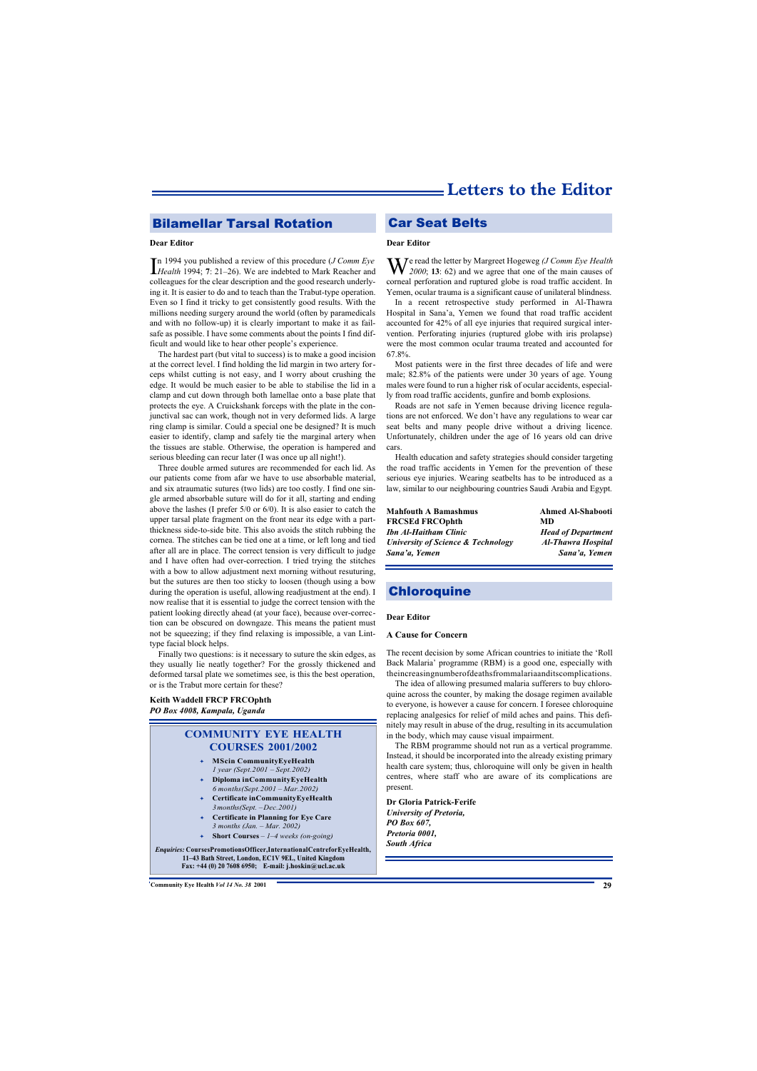# Letters to the Editor

## Bilamellar Tarsal Rotation

**Dear Editor**

In 1994 you published a review of this procedure (*J Comm Eye Health* 1994; **7**: 21–26). We are indebted to Mark Reacher and colleagues for the clear description and the good research underlying it. It is easier to do and to teach than the Trabut-type operation. Even so I find it tricky to get consistently good results. With the millions needing surgery around the world (often by paramedicals and with no follow-up) it is clearly important to make it as failsafe as possible. I have some comments about the points I find difficult and would like to hear other people's experience.

The hardest part (but vital to success) is to make a good incision at the correct level. I find holding the lid margin in two artery forceps whilst cutting is not easy, and I worry about crushing the edge. It would be much easier to be able to stabilise the lid in a clamp and cut down through both lamellae onto a base plate that protects the eye. A Cruickshank forceps with the plate in the conjunctival sac can work, though not in very deformed lids. A large ring clamp is similar. Could a special one be designed? It is much easier to identify, clamp and safely tie the marginal artery when the tissues are stable. Otherwise, the operation is hampered and serious bleeding can recur later (I was once up all night!).

Three double armed sutures are recommended for each lid. As our patients come from afar we have to use absorbable material, and six atraumatic sutures (two lids) are too costly. I find one single armed absorbable suture will do for it all, starting and ending above the lashes (I prefer 5/0 or 6/0). It is also easier to catch the upper tarsal plate fragment on the front near its edge with a part-thickness side-to-side bite. This also avoids the stitch rubbing the cornea. The stitches can be tied one at a time, or left long and tied after all are in place. The correct tension is very difficult to judge and I have often had over-correction. I tried trying the stitches with a bow to allow adjustment next morning without resuturing, but the sutures are then too sticky to loosen (though using a bow during the operation is useful, allowing readjustment at the end). I now realise that it is essential to judge the correct tension with the patient looking directly ahead (at your face), because over-correction can be obscured on downgaze. This means the patient must not be squeezing; if they find relaxing is impossible, a van Lint-type facial block helps.

Finally two questions: is it necessary to suture the skin edges, as they usually lie neatly together? For the grossly thickened and deformed tarsal plate we sometimes see, is this the best operation, or is the Trabut more certain for these?

**Keith Waddell FRCP FRCOphth**
*PO Box 4008, Kampala, Uganda*

## COMMUNITY EYE HEALTH COURSES 2001/2002

- **MScin CommunityEyeHealth**
  *1 year (Sept.2001 – Sept.2002)*
- **Diploma inCommunityEyeHealth**
  *6 months(Sept.2001 – Mar.2002)*
- **Certificate inCommunityEyeHealth**
  *3 months(Sept. –Dec.2001)*
- **Certificate in Planning for Eye Care**
  *3 months (Jan. – Mar. 2002)*
- **Short Courses** – *1–4 weeks (on-going)*

*Enquiries:* **CoursesPromotionsOfficer,InternationalCentreforEyeHealth, 11–43 Bath Street, London, EC1V 9EL, United Kingdom Fax: +44 (0) 20 7608 6950; E-mail: j.hoskin@ucl.ac.uk**

## Car Seat Belts

**Dear Editor**

We read the letter by Margreet Hogeweg *(J Comm Eye Health 2000*; **13**: 62) and we agree that one of the main causes of corneal perforation and ruptured globe is road traffic accident. In Yemen, ocular trauma is a significant cause of unilateral blindness.

In a recent retrospective study performed in Al-Thawra Hospital in Sana'a, Yemen we found that road traffic accident accounted for 42% of all eye injuries that required surgical intervention. Perforating injuries (ruptured globe with iris prolapse) were the most common ocular trauma treated and accounted for 67.8%.

Most patients were in the first three decades of life and were male; 82.8% of the patients were under 30 years of age. Young males were found to run a higher risk of ocular accidents, especially from road traffic accidents, gunfire and bomb explosions.

Roads are not safe in Yemen because driving licence regulations are not enforced. We don't have any regulations to wear car seat belts and many people drive without a driving licence. Unfortunately, children under the age of 16 years old can drive cars.

Health education and safety strategies should consider targeting the road traffic accidents in Yemen for the prevention of these serious eye injuries. Wearing seatbelts has to be introduced as a law, similar to our neighbouring countries Saudi Arabia and Egypt.

**Mahfouth A Bamashmus FRCSEd FRCOphth**
*Ibn Al-Haitham Clinic*
*University of Science & Technology*
*Sana'a, Yemen*

**Ahmed Al-Shabooti MD**
*Head of Department*
*Al-Thawra Hospital*
*Sana'a, Yemen*

## Chloroquine

**Dear Editor**

**A Cause for Concern**

The recent decision by some African countries to initiate the 'Roll Back Malaria' programme (RBM) is a good one, especially with the increasing number of deaths from malaria and its complications.

The idea of allowing presumed malaria sufferers to buy chloroquine across the counter, by making the dosage regimen available to everyone, is however a cause for concern. I foresee chloroquine replacing analgesics for relief of mild aches and pains. This definitely may result in abuse of the drug, resulting in its accumulation in the body, which may cause visual impairment.

The RBM programme should not run as a vertical programme. Instead, it should be incorporated into the already existing primary health care system; thus, chloroquine will only be given in health centres, where staff who are aware of its complications are present.

**Dr Gloria Patrick-Ferife**
*University of Pretoria,*
*PO Box 607,*
*Pretoria 0001,*
*South Africa*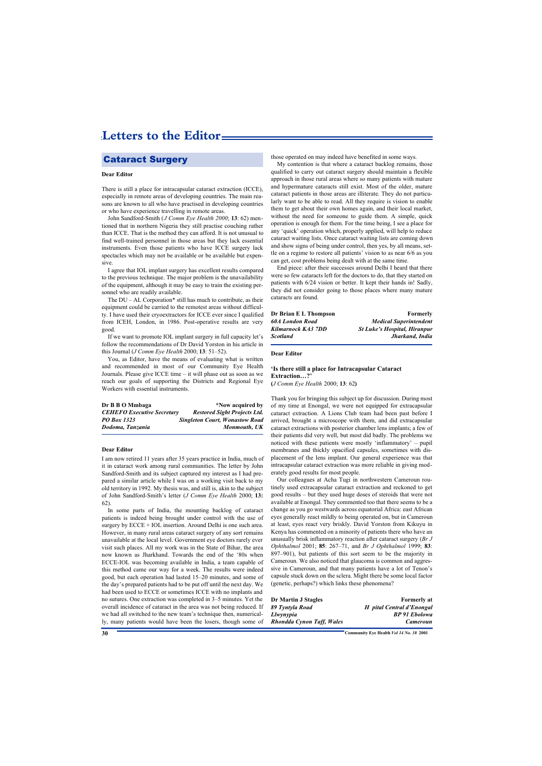# Letters to the Editor

## Cataract Surgery

**Dear Editor**

There is still a place for intracapsular cataract extraction (ICCE), especially in remote areas of developing countries. The main reasons are known to all who have practised in developing countries or who have experience travelling in remote areas.

John Sandford-Smith (*J Comm Eye Health 2000*; **13**: 62) mentioned that in northern Nigeria they still practise couching rather than ICCE. That is the method they can afford. It is not unusual to find well-trained personnel in those areas but they lack essential instruments. Even those patients who have ICCE surgery lack spectacles which may not be available or be available but expensive.

I agree that IOL implant surgery has excellent results compared to the previous technique. The major problem is the unavailability of the equipment, although it may be easy to train the existing personnel who are readily available.

The DU – AL Corporation* still has much to contribute, as their equipment could be carried to the remotest areas without difficulty. I have used their cryoextractors for ICCE ever since I qualified from ICEH, London, in 1986. Post-operative results are very good.

If we want to promote IOL implant surgery in full capacity let's follow the recommendations of Dr David Yorston in his article in this Journal (*J Comm Eye Health* 2000; **13**: 51–52).

You, as Editor, have the means of evaluating what is written and recommended in most of our Community Eye Health Journals. Please give ICCE time – it will phase out as soon as we reach our goals of supporting the Districts and Regional Eye Workers with essential instruments.

**Dr B B O Mmbaga**
*CEHEFO Executive Secretary*
*PO Box 1323*
*Dodoma, Tanzania*

*Now acquired by
*Restored Sight Projects Ltd.*
*Singleton Court, Wonastow Road*
*Monmouth, UK*

---

**Dear Editor**

I am now retired 11 years after 35 years practice in India, much of it in cataract work among rural communities. The letter by John Sandford-Smith and its subject captured my interest as I had prepared a similar article while I was on a working visit back to my old territory in 1992. My thesis was, and still is, akin to the subject of John Sandford-Smith's letter (*J Comm Eye Health* 2000; **13:** 62).

In some parts of India, the mounting backlog of cataract patients is indeed being brought under control with the use of surgery by ECCE + IOL insertion. Around Delhi is one such area. However, in many rural areas cataract surgery of any sort remains unavailable at the local level. Government eye doctors rarely ever visit such places. All my work was in the State of Bihar, the area now known as Jharkhand. Towards the end of the '80s when ECCE-IOL was becoming available in India, a team capable of this method came our way for a week. The results were indeed good, but each operation had lasted 15–20 minutes, and some of the day's prepared patients had to be put off until the next day. We had been used to ECCE or sometimes ICCE with no implants and no sutures. One extraction was completed in 3–5 minutes. Yet the overall incidence of cataract in the area was not being reduced. If we had all switched to the new team's technique then, numerically, many patients would have been the losers, though some of those operated on may indeed have benefited in some ways.

My contention is that where a cataract backlog remains, those qualified to carry out cataract surgery should maintain a flexible approach in those rural areas where so many patients with mature and hypermature cataracts still exist. Most of the older, mature cataract patients in those areas are illiterate. They do not particularly want to be able to read. All they require is vision to enable them to get about their own homes again, and their local market, without the need for someone to guide them. A simple, quick operation is enough for them. For the time being, I see a place for any 'quick' operation which, properly applied, will help to reduce cataract waiting lists. Once cataract waiting lists are coming down and show signs of being under control, then yes, by all means, settle on a regime to restore all patients' vision to as near 6/6 as you can get, cost problems being dealt with at the same time.

End piece: after their successes around Delhi I heard that there were so few cataracts left for the doctors to do, that they started on patients with 6/24 vision or better. It kept their hands in! Sadly, they did not consider going to those places where many mature cataracts are found.

**Dr Brian E L Thompson**
*60A London Road*
*Kilmarnock KA3 7DD*
*Scotland*

**Formerly**
*Medical Superintendent*
*St Luke's Hospital, Hiranpur*
*Jharkand, India*

---

**Dear Editor**

**'Is there still a place for Intracapsular Cataract Extraction…?'**
**(***J Comm Eye Health* 2000; **13**: 62**)**

Thank you for bringing this subject up for discussion. During most of my time at Enongal, we were not equipped for extracapsular cataract extraction. A Lions Club team had been past before I arrived, brought a microscope with them, and did extracapsular cataract extractions with posterior chamber lens implants; a few of their patients did very well, but most did badly. The problems we noticed with these patients were mostly 'inflammatory' – pupil membranes and thickly opacified capsules, sometimes with displacement of the lens implant. Our general experience was that intracapsular cataract extraction was more reliable in giving moderately good results for most people.

Our colleagues at Acha Tugi in northwestern Cameroun routinely used extracapsular cataract extraction and reckoned to get good results – but they used huge doses of steroids that were not available at Enongal. They commented too that there seems to be a change as you go westwards across equatorial Africa: east African eyes generally react mildly to being operated on, but in Cameroun at least, eyes react very briskly. David Yorston from Kikuyu in Kenya has commented on a minority of patients there who have an unusually brisk inflammatory reaction after cataract surgery (*Br J Ophthalmol* 2001; **85**: 267–71, and *Br J Ophthalmol* 1999; **83**: 897–901), but patients of this sort seem to be the majority in Cameroun. We also noticed that glaucoma is common and aggressive in Cameroun, and that many patients have a lot of Tenon's capsule stuck down on the sclera. Might there be some local factor (genetic, perhaps?) which links these phenomena?

**Dr Martin J Stagles**
*89 Tyntyla Road*
*Llwynypia*
*Rhondda Cynon Taff, Wales*

**Formerly at**
*H pital Central d'Enongal*
*BP 91 Ebolowa*
*Cameroun*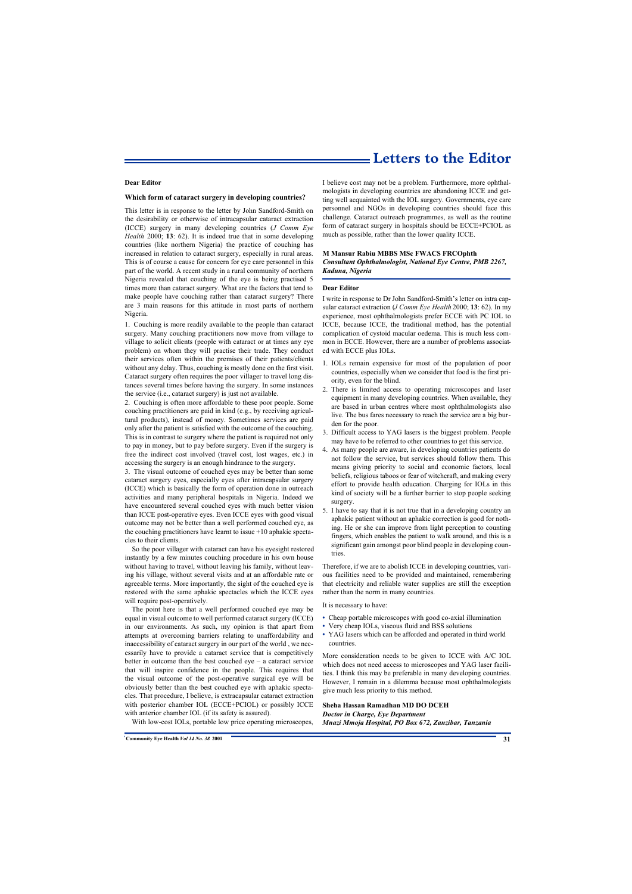# Letters to the Editor

**Dear Editor**

### Which form of cataract surgery in developing countries?

This letter is in response to the letter by John Sandford-Smith on the desirability or otherwise of intracapsular cataract extraction (ICCE) surgery in many developing countries (*J Comm Eye Health* 2000; **13**: 62). It is indeed true that in some developing countries (like northern Nigeria) the practice of couching has increased in relation to cataract surgery, especially in rural areas. This is of course a cause for concern for eye care personnel in this part of the world. A recent study in a rural community of northern Nigeria revealed that couching of the eye is being practised 5 times more than cataract surgery. What are the factors that tend to make people have couching rather than cataract surgery? There are 3 main reasons for this attitude in most parts of northern Nigeria.

1. Couching is more readily available to the people than cataract surgery. Many couching practitioners now move from village to village to solicit clients (people with cataract or at times any eye problem) on whom they will practise their trade. They conduct their services often within the premises of their patients/clients without any delay. Thus, couching is mostly done on the first visit. Cataract surgery often requires the poor villager to travel long distances several times before having the surgery. In some instances the service (i.e., cataract surgery) is just not available.
2. Couching is often more affordable to these poor people. Some couching practitioners are paid in kind (e.g., by receiving agricultural products), instead of money. Sometimes services are paid only after the patient is satisfied with the outcome of the couching. This is in contrast to surgery where the patient is required not only to pay in money, but to pay before surgery. Even if the surgery is free the indirect cost involved (travel cost, lost wages, etc.) in accessing the surgery is an enough hindrance to the surgery.
3. The visual outcome of couched eyes may be better than some cataract surgery eyes, especially eyes after intracapsular surgery (ICCE) which is basically the form of operation done in outreach activities and many peripheral hospitals in Nigeria. Indeed we have encountered several couched eyes with much better vision than ICCE post-operative eyes. Even ICCE eyes with good visual outcome may not be better than a well performed couched eye, as the couching practitioners have learnt to issue +10 aphakic spectacles to their clients.

So the poor villager with cataract can have his eyesight restored instantly by a few minutes couching procedure in his own house without having to travel, without leaving his family, without leaving his village, without several visits and at an affordable rate or agreeable terms. More importantly, the sight of the couched eye is restored with the same aphakic spectacles which the ICCE eyes will require post-operatively.

The point here is that a well performed couched eye may be equal in visual outcome to well performed cataract surgery (ICCE) in our environments. As such, my opinion is that apart from attempts at overcoming barriers relating to unaffordability and inaccessibility of cataract surgery in our part of the world , we necessarily have to provide a cataract service that is competitively better in outcome than the best couched eye – a cataract service that will inspire confidence in the people. This requires that the visual outcome of the post-operative surgical eye will be obviously better than the best couched eye with aphakic spectacles. That procedure, I believe, is extracapsular cataract extraction with posterior chamber IOL (ECCE+PCIOL) or possibly ICCE with anterior chamber IOL (if its safety is assured).

With low-cost IOLs, portable low price operating microscopes, I believe cost may not be a problem. Furthermore, more ophthalmologists in developing countries are abandoning ICCE and getting well acquainted with the IOL surgery. Governments, eye care personnel and NGOs in developing countries should face this challenge. Cataract outreach programmes, as well as the routine form of cataract surgery in hospitals should be ECCE+PCIOL as much as possible, rather than the lower quality ICCE.

**M Mansur Rabiu MBBS MSc FWACS FRCOphth**
***Consultant Ophthalmologist, National Eye Centre, PMB 2267, Kaduna, Nigeria***

---

**Dear Editor**

I write in response to Dr John Sandford-Smith's letter on intra capsular cataract extraction (*J Comm Eye Health* 2000; **13**: 62). In my experience, most ophthalmologists prefer ECCE with PC IOL to ICCE, because ICCE, the traditional method, has the potential complication of cystoid macular oedema. This is much less common in ECCE. However, there are a number of problems associated with ECCE plus IOLs.

1. IOLs remain expensive for most of the population of poor countries, especially when we consider that food is the first priority, even for the blind.
2. There is limited access to operating microscopes and laser equipment in many developing countries. When available, they are based in urban centres where most ophthalmologists also live. The bus fares necessary to reach the service are a big burden for the poor.
3. Difficult access to YAG lasers is the biggest problem. People may have to be referred to other countries to get this service.
4. As many people are aware, in developing countries patients do not follow the service, but services should follow them. This means giving priority to social and economic factors, local beliefs, religious taboos or fear of witchcraft, and making every effort to provide health education. Charging for IOLs in this kind of society will be a further barrier to stop people seeking surgery.
5. I have to say that it is not true that in a developing country an aphakic patient without an aphakic correction is good for nothing. He or she can improve from light perception to counting fingers, which enables the patient to walk around, and this is a significant gain amongst poor blind people in developing countries.

Therefore, if we are to abolish ICCE in developing countries, various facilities need to be provided and maintained, remembering that electricity and reliable water supplies are still the exception rather than the norm in many countries.

It is necessary to have:

- Cheap portable microscopes with good co-axial illumination
- Very cheap IOLs, viscous fluid and BSS solutions
- YAG lasers which can be afforded and operated in third world countries.

More consideration needs to be given to ICCE with A/C IOL which does not need access to microscopes and YAG laser facilities. I think this may be preferable in many developing countries. However, I remain in a dilemma because most ophthalmologists give much less priority to this method.

**Sheha Hassan Ramadhan MD DO DCEH**
***Doctor in Charge, Eye Department***
***Mnazi Mmoja Hospital, PO Box 672, Zanzibar, Tanzania***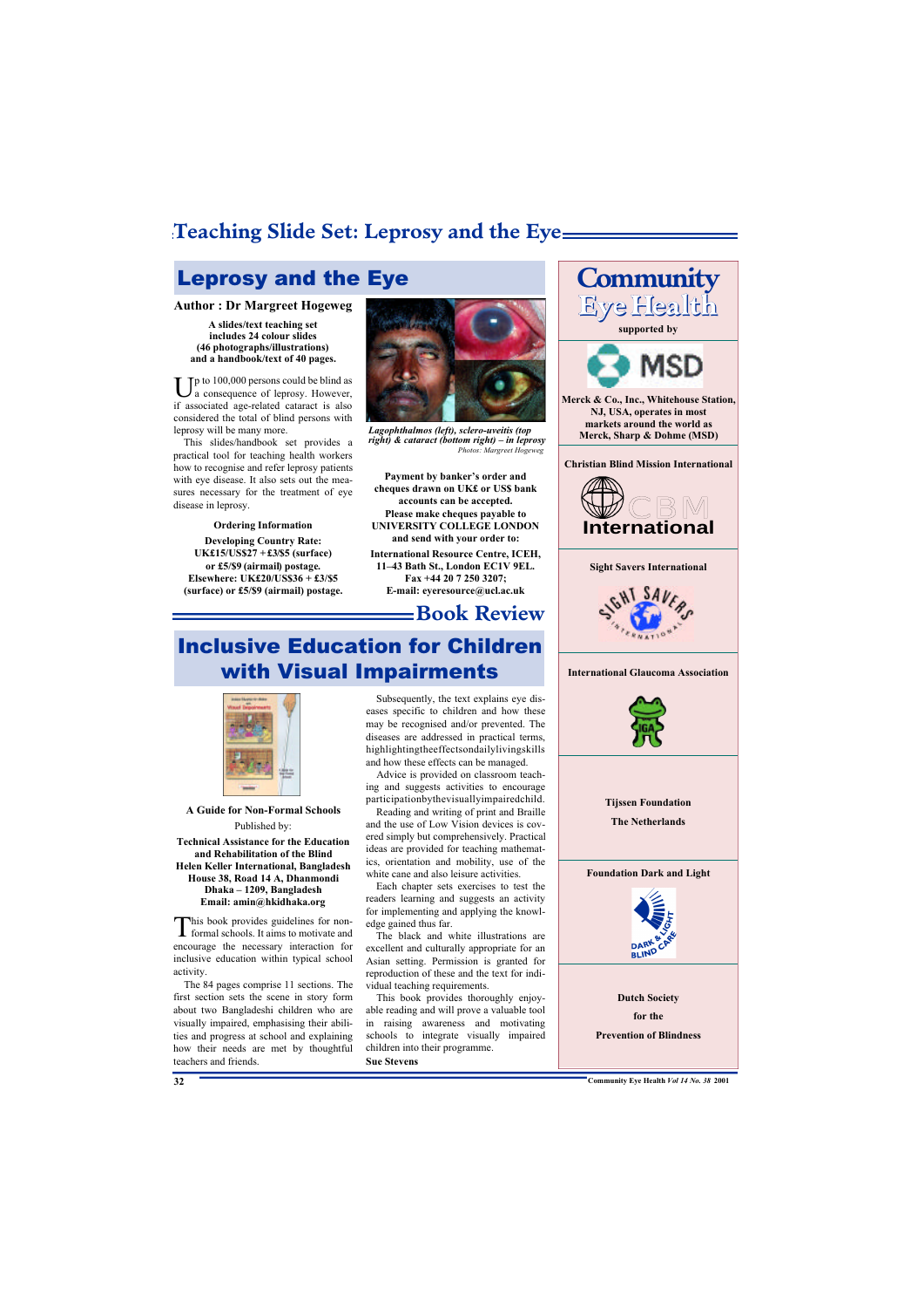# Teaching Slide Set: Leprosy and the Eye

## Leprosy and the Eye

**Author : Dr Margreet Hogeweg**

**A slides/text teaching set includes 24 colour slides (46 photographs/illustrations) and a handbook/text of 40 pages.**

Up to 100,000 persons could be blind as a consequence of leprosy. However, if associated age-related cataract is also considered the total of blind persons with leprosy will be many more.

This slides/handbook set provides a practical tool for teaching health workers how to recognise and refer leprosy patients with eye disease. It also sets out the measures necessary for the treatment of eye disease in leprosy.

*Lagophthalmos (left), sclero-uveitis (top right) & cataract (bottom right) – in leprosy*
*Photos: Margreet Hogeweg*

**Ordering Information**

**Developing Country Rate: UK£15/US$27 + £3/$5 (surface) or £5/$9 (airmail) postage.**
**Elsewhere: UK£20/US$36 + £3/$5 (surface) or £5/$9 (airmail) postage.**

**Payment by banker's order and cheques drawn on UK£ or US$ bank accounts can be accepted.**
**Please make cheques payable to UNIVERSITY COLLEGE LONDON and send with your order to:**

**International Resource Centre, ICEH, 11–43 Bath St., London EC1V 9EL. Fax +44 20 7 250 3207; E-mail: eyeresource@ucl.ac.uk**

# Book Review

## Inclusive Education for Children with Visual Impairments

**A Guide for Non-Formal Schools**

Published by:

**Technical Assistance for the Education and Rehabilitation of the Blind**
**Helen Keller International, Bangladesh**
**House 38, Road 14 A, Dhanmondi**
**Dhaka – 1209, Bangladesh**
**Email: amin@hkidhaka.org**

This book provides guidelines for non-formal schools. It aims to motivate and encourage the necessary interaction for inclusive education within typical school activity.

The 84 pages comprise 11 sections. The first section sets the scene in story form about two Bangladeshi children who are visually impaired, emphasising their abilities and progress at school and explaining how their needs are met by thoughtful teachers and friends.

Subsequently, the text explains eye diseases specific to children and how these may be recognised and/or prevented. The diseases are addressed in practical terms, highlighting the effects on daily living skills and how these effects can be managed.

Advice is provided on classroom teaching and suggests activities to encourage participation by the visually impaired child.

Reading and writing of print and Braille and the use of Low Vision devices is covered simply but comprehensively. Practical ideas are provided for teaching mathematics, orientation and mobility, use of the white cane and also leisure activities.

Each chapter sets exercises to test the readers learning and suggests an activity for implementing and applying the knowledge gained thus far.

The black and white illustrations are excellent and culturally appropriate for an Asian setting. Permission is granted for reproduction of these and the text for individual teaching requirements.

This book provides thoroughly enjoyable reading and will prove a valuable tool in raising awareness and motivating schools to integrate visually impaired children into their programme.

**Sue Stevens**

---

**Community Eye Health** supported by

**MSD**

**Merck & Co., Inc., Whitehouse Station, NJ, USA, operates in most markets around the world as Merck, Sharp & Dohme (MSD)**

**Christian Blind Mission International**

CBM International

**Sight Savers International**

**International Glaucoma Association**

**Tijssen Foundation**
**The Netherlands**

**Foundation Dark and Light**

**Dutch Society for the Prevention of Blindness**